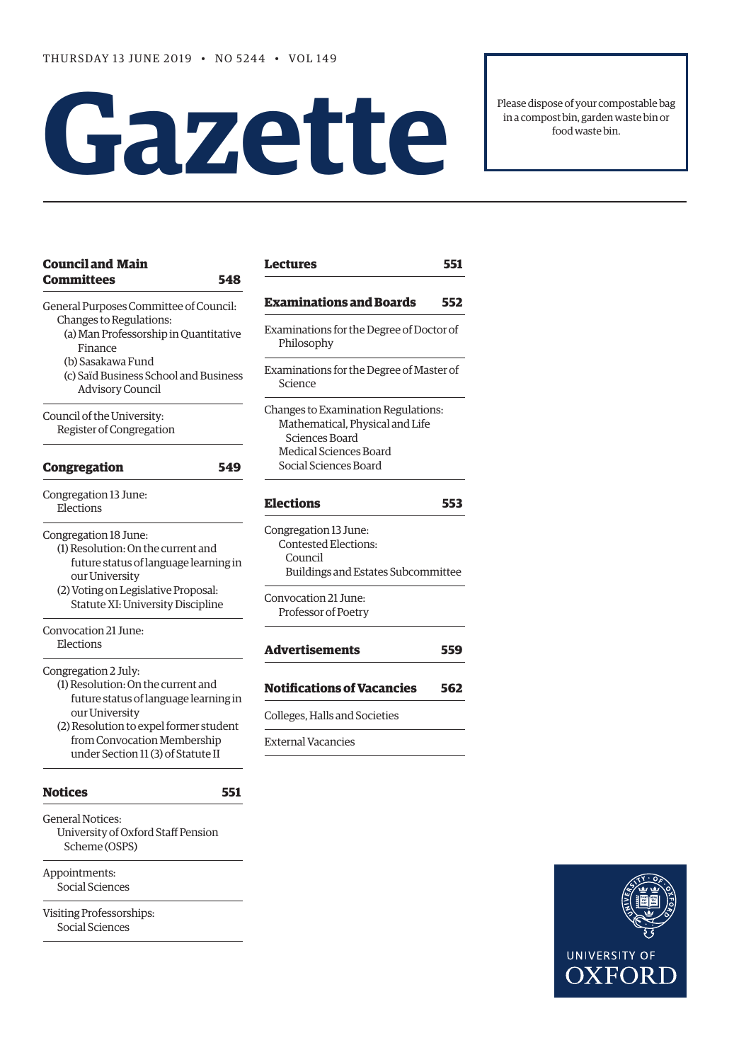THURSDAY 13 JUNE 2019 • NO 5244 • VOL 149

# Gazette

Please dispose of your compostable bag in a compost bin, garden waste bin or food waste bin.

## Council and Main Committees — 548

General Purposes Committee of Council:
- Changes to Regulations:
  - (a) Man Professorship in Quantitative Finance
  - (b) Sasakawa Fund
  - (c) Saïd Business School and Business Advisory Council

Council of the University:
- Register of Congregation

## Congregation — 549

Congregation 13 June:
- Elections

Congregation 18 June:
- (1) Resolution: On the current and future status of language learning in our University
- (2) Voting on Legislative Proposal: Statute XI: University Discipline

Convocation 21 June:
- Elections

Congregation 2 July:
- (1) Resolution: On the current and future status of language learning in our University
- (2) Resolution to expel former student from Convocation Membership under Section 11 (3) of Statute II

## Notices — 551

General Notices:
- University of Oxford Staff Pension Scheme (OSPS)

Appointments:
- Social Sciences

Visiting Professorships:
- Social Sciences

## Lectures — 551

## Examinations and Boards — 552

Examinations for the Degree of Doctor of Philosophy

Examinations for the Degree of Master of Science

Changes to Examination Regulations:
- Mathematical, Physical and Life Sciences Board
- Medical Sciences Board
- Social Sciences Board

## Elections — 553

Congregation 13 June:
- Contested Elections:
  - Council
  - Buildings and Estates Subcommittee

Convocation 21 June:
- Professor of Poetry

## Advertisements — 559

## Notifications of Vacancies — 562

Colleges, Halls and Societies

External Vacancies

UNIVERSITY OF OXFORD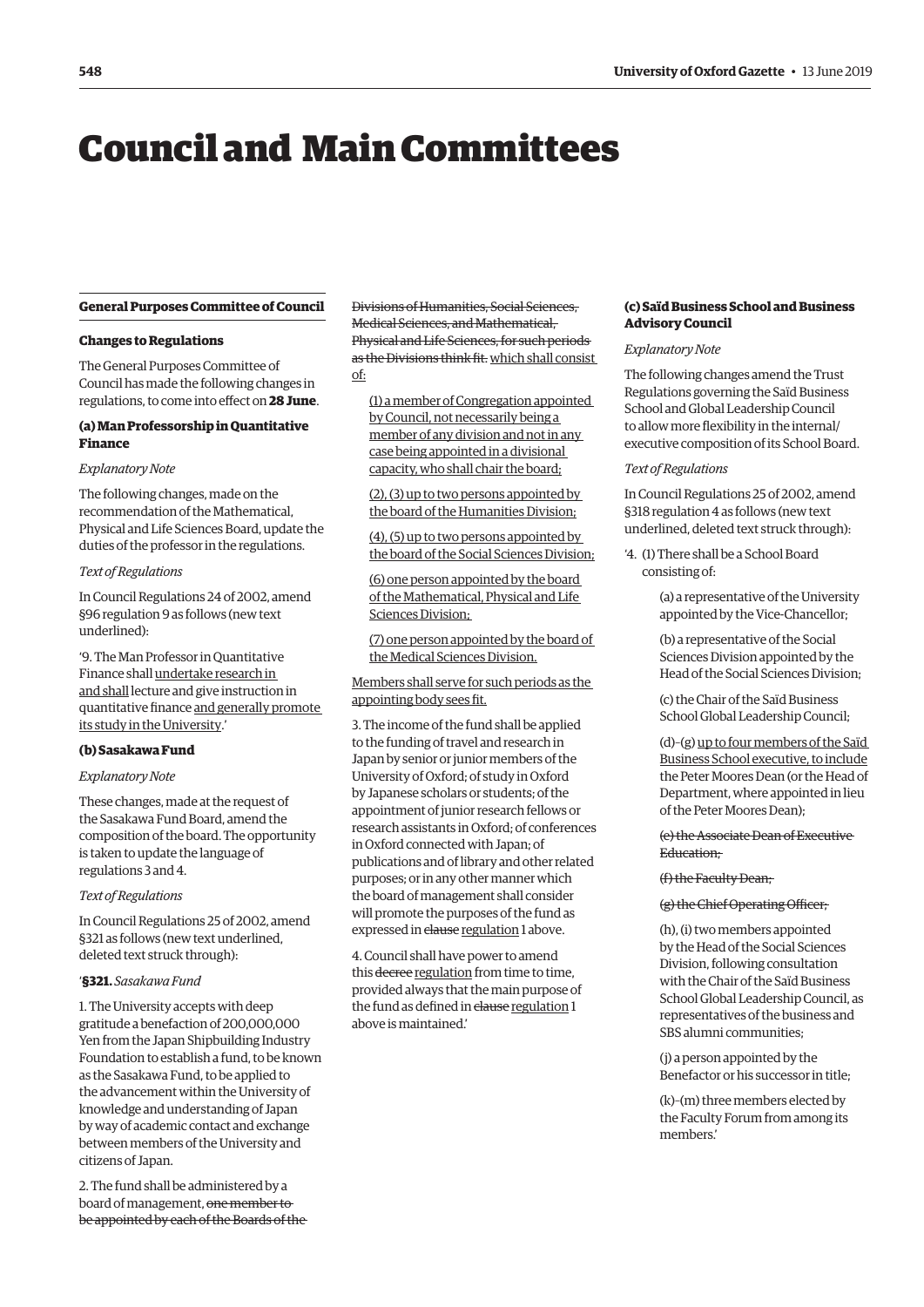# Council and Main Committees

## General Purposes Committee of Council

### Changes to Regulations

The General Purposes Committee of Council has made the following changes in regulations, to come into effect on **28 June**.

#### (a) Man Professorship in Quantitative Finance

*Explanatory Note*

The following changes, made on the recommendation of the Mathematical, Physical and Life Sciences Board, update the duties of the professor in the regulations.

*Text of Regulations*

In Council Regulations 24 of 2002, amend §96 regulation 9 as follows (new text underlined):

'9. The Man Professor in Quantitative Finance shall <u>undertake research in and shall</u> lecture and give instruction in quantitative finance <u>and generally promote its study in the University</u>.'

#### (b) Sasakawa Fund

*Explanatory Note*

These changes, made at the request of the Sasakawa Fund Board, amend the composition of the board. The opportunity is taken to update the language of regulations 3 and 4.

*Text of Regulations*

In Council Regulations 25 of 2002, amend §321 as follows (new text underlined, deleted text struck through):

'**§321.** *Sasakawa Fund*

1. The University accepts with deep gratitude a benefaction of 200,000,000 Yen from the Japan Shipbuilding Industry Foundation to establish a fund, to be known as the Sasakawa Fund, to be applied to the advancement within the University of knowledge and understanding of Japan by way of academic contact and exchange between members of the University and citizens of Japan.

2. The fund shall be administered by a board of management, ~~one member to be appointed by each of the Boards of the Divisions of Humanities, Social Sciences, Medical Sciences, and Mathematical, Physical and Life Sciences, for such periods as the Divisions think fit.~~ <u>which shall consist of:</u>

<u>(1) a member of Congregation appointed by Council, not necessarily being a member of any division and not in any case being appointed in a divisional capacity, who shall chair the board;</u>

<u>(2), (3) up to two persons appointed by the board of the Humanities Division;</u>

<u>(4), (5) up to two persons appointed by the board of the Social Sciences Division;</u>

<u>(6) one person appointed by the board of the Mathematical, Physical and Life Sciences Division;</u>

<u>(7) one person appointed by the board of the Medical Sciences Division.</u>

<u>Members shall serve for such periods as the appointing body sees fit.</u>

3. The income of the fund shall be applied to the funding of travel and research in Japan by senior or junior members of the University of Oxford; of study in Oxford by Japanese scholars or students; of the appointment of junior research fellows or research assistants in Oxford; of conferences in Oxford connected with Japan; of publications and of library and other related purposes; or in any other manner which the board of management shall consider will promote the purposes of the fund as expressed in ~~clause~~ <u>regulation</u> 1 above.

4. Council shall have power to amend this ~~decree~~ <u>regulation</u> from time to time, provided always that the main purpose of the fund as defined in ~~clause~~ <u>regulation</u> 1 above is maintained.'

#### (c) Saïd Business School and Business Advisory Council

*Explanatory Note*

The following changes amend the Trust Regulations governing the Saïd Business School and Global Leadership Council to allow more flexibility in the internal/executive composition of its School Board.

*Text of Regulations*

In Council Regulations 25 of 2002, amend §318 regulation 4 as follows (new text underlined, deleted text struck through):

'4. (1) There shall be a School Board consisting of:

(a) a representative of the University appointed by the Vice-Chancellor;

(b) a representative of the Social Sciences Division appointed by the Head of the Social Sciences Division;

(c) the Chair of the Saïd Business School Global Leadership Council;

(d)–(g) <u>up to four members of the Saïd Business School executive, to include</u> the Peter Moores Dean (or the Head of Department, where appointed in lieu of the Peter Moores Dean);

~~(e) the Associate Dean of Executive Education;~~

~~(f) the Faculty Dean;~~

~~(g) the Chief Operating Officer;~~

(h), (i) two members appointed by the Head of the Social Sciences Division, following consultation with the Chair of the Saïd Business School Global Leadership Council, as representatives of the business and SBS alumni communities;

(j) a person appointed by the Benefactor or his successor in title;

(k)–(m) three members elected by the Faculty Forum from among its members.'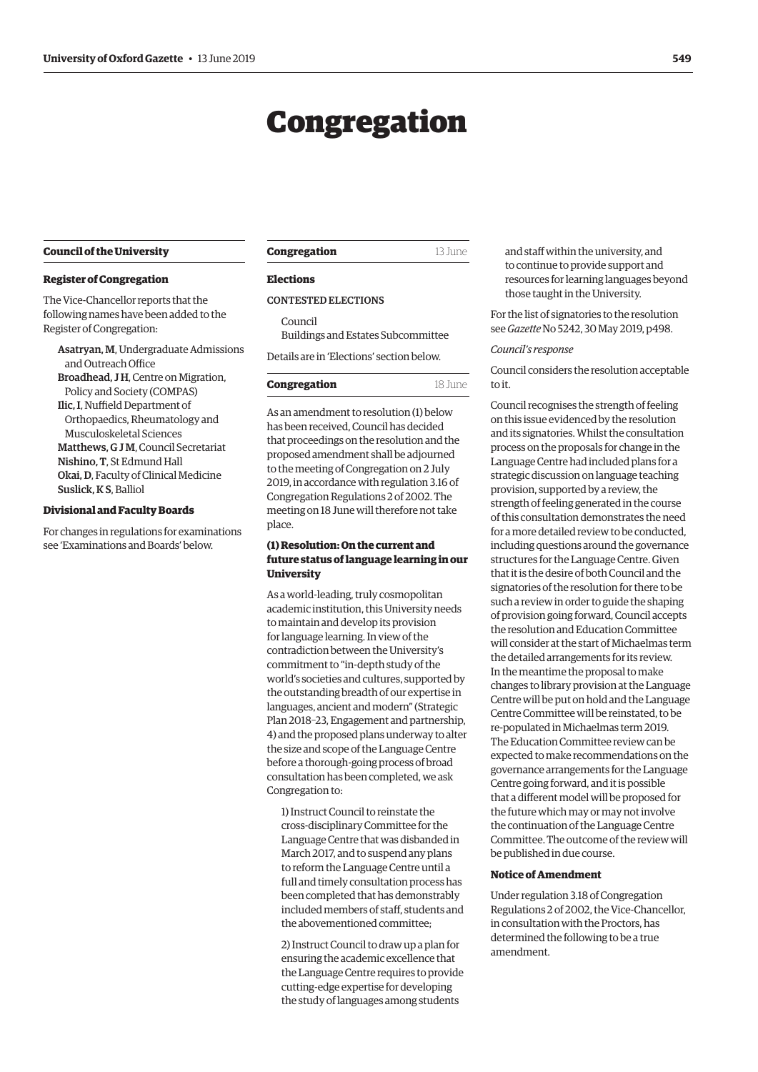# Congregation

## Council of the University

### Register of Congregation

The Vice-Chancellor reports that the following names have been added to the Register of Congregation:

**Asatryan, M**, Undergraduate Admissions and Outreach Office
**Broadhead, J H**, Centre on Migration, Policy and Society (COMPAS)
**Ilic, I**, Nuffield Department of Orthopaedics, Rheumatology and Musculoskeletal Sciences
**Matthews, G J M**, Council Secretariat
**Nishino, T**, St Edmund Hall
**Okai, D**, Faculty of Clinical Medicine
**Suslick, K S**, Balliol

### Divisional and Faculty Boards

For changes in regulations for examinations see 'Examinations and Boards' below.

## Congregation 13 June

### Elections

CONTESTED ELECTIONS

Council
Buildings and Estates Subcommittee

Details are in 'Elections' section below.

## Congregation 18 June

As an amendment to resolution (1) below has been received, Council has decided that proceedings on the resolution and the proposed amendment shall be adjourned to the meeting of Congregation on 2 July 2019, in accordance with regulation 3.16 of Congregation Regulations 2 of 2002. The meeting on 18 June will therefore not take place.

### (1) Resolution: On the current and future status of language learning in our University

As a world-leading, truly cosmopolitan academic institution, this University needs to maintain and develop its provision for language learning. In view of the contradiction between the University's commitment to "in-depth study of the world's societies and cultures, supported by the outstanding breadth of our expertise in languages, ancient and modern" (Strategic Plan 2018–23, Engagement and partnership, 4) and the proposed plans underway to alter the size and scope of the Language Centre before a thorough-going process of broad consultation has been completed, we ask Congregation to:

1) Instruct Council to reinstate the cross-disciplinary Committee for the Language Centre that was disbanded in March 2017, and to suspend any plans to reform the Language Centre until a full and timely consultation process has been completed that has demonstrably included members of staff, students and the abovementioned committee;

2) Instruct Council to draw up a plan for ensuring the academic excellence that the Language Centre requires to provide cutting-edge expertise for developing the study of languages among students and staff within the university, and to continue to provide support and resources for learning languages beyond those taught in the University.

For the list of signatories to the resolution see *Gazette* No 5242, 30 May 2019, p498.

*Council's response*

Council considers the resolution acceptable to it.

Council recognises the strength of feeling on this issue evidenced by the resolution and its signatories. Whilst the consultation process on the proposals for change in the Language Centre had included plans for a strategic discussion on language teaching provision, supported by a review, the strength of feeling generated in the course of this consultation demonstrates the need for a more detailed review to be conducted, including questions around the governance structures for the Language Centre. Given that it is the desire of both Council and the signatories of the resolution for there to be such a review in order to guide the shaping of provision going forward, Council accepts the resolution and Education Committee will consider at the start of Michaelmas term the detailed arrangements for its review. In the meantime the proposal to make changes to library provision at the Language Centre will be put on hold and the Language Centre Committee will be reinstated, to be re-populated in Michaelmas term 2019. The Education Committee review can be expected to make recommendations on the governance arrangements for the Language Centre going forward, and it is possible that a different model will be proposed for the future which may or may not involve the continuation of the Language Centre Committee. The outcome of the review will be published in due course.

### Notice of Amendment

Under regulation 3.18 of Congregation Regulations 2 of 2002, the Vice-Chancellor, in consultation with the Proctors, has determined the following to be a true amendment.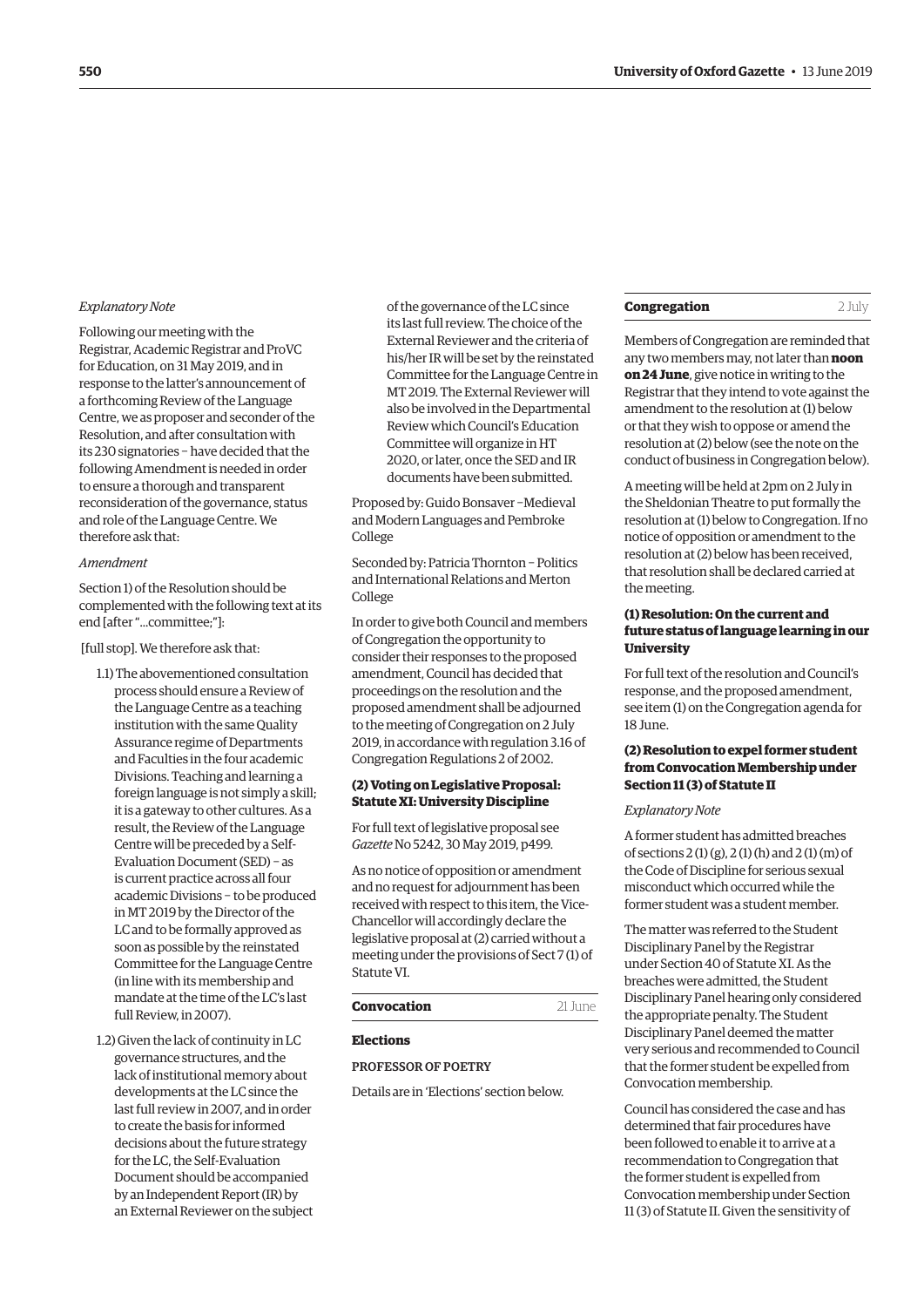*Explanatory Note*

Following our meeting with the Registrar, Academic Registrar and ProVC for Education, on 31 May 2019, and in response to the latter's announcement of a forthcoming Review of the Language Centre, we as proposer and seconder of the Resolution, and after consultation with its 230 signatories – have decided that the following Amendment is needed in order to ensure a thorough and transparent reconsideration of the governance, status and role of the Language Centre. We therefore ask that:

*Amendment*

Section 1) of the Resolution should be complemented with the following text at its end [after "...committee;"]:

[full stop]. We therefore ask that:

1.1) The abovementioned consultation process should ensure a Review of the Language Centre as a teaching institution with the same Quality Assurance regime of Departments and Faculties in the four academic Divisions. Teaching and learning a foreign language is not simply a skill; it is a gateway to other cultures. As a result, the Review of the Language Centre will be preceded by a Self-Evaluation Document (SED) – as is current practice across all four academic Divisions – to be produced in MT 2019 by the Director of the LC and to be formally approved as soon as possible by the reinstated Committee for the Language Centre (in line with its membership and mandate at the time of the LC's last full Review, in 2007).

1.2) Given the lack of continuity in LC governance structures, and the lack of institutional memory about developments at the LC since the last full review in 2007, and in order to create the basis for informed decisions about the future strategy for the LC, the Self-Evaluation Document should be accompanied by an Independent Report (IR) by an External Reviewer on the subject of the governance of the LC since its last full review. The choice of the External Reviewer and the criteria of his/her IR will be set by the reinstated Committee for the Language Centre in MT 2019. The External Reviewer will also be involved in the Departmental Review which Council's Education Committee will organize in HT 2020, or later, once the SED and IR documents have been submitted.

Proposed by: Guido Bonsaver –Medieval and Modern Languages and Pembroke College

Seconded by: Patricia Thornton – Politics and International Relations and Merton College

In order to give both Council and members of Congregation the opportunity to consider their responses to the proposed amendment, Council has decided that proceedings on the resolution and the proposed amendment shall be adjourned to the meeting of Congregation on 2 July 2019, in accordance with regulation 3.16 of Congregation Regulations 2 of 2002.

#### (2) Voting on Legislative Proposal: Statute XI: University Discipline

For full text of legislative proposal see *Gazette* No 5242, 30 May 2019, p499.

As no notice of opposition or amendment and no request for adjournment has been received with respect to this item, the Vice-Chancellor will accordingly declare the legislative proposal at (2) carried without a meeting under the provisions of Sect 7 (1) of Statute VI.

## Convocation — 21 June

### Elections

PROFESSOR OF POETRY

Details are in 'Elections' section below.

## Congregation — 2 July

Members of Congregation are reminded that any two members may, not later than **noon on 24 June**, give notice in writing to the Registrar that they intend to vote against the amendment to the resolution at (1) below or that they wish to oppose or amend the resolution at (2) below (see the note on the conduct of business in Congregation below).

A meeting will be held at 2pm on 2 July in the Sheldonian Theatre to put formally the resolution at (1) below to Congregation. If no notice of opposition or amendment to the resolution at (2) below has been received, that resolution shall be declared carried at the meeting.

#### (1) Resolution: On the current and future status of language learning in our University

For full text of the resolution and Council's response, and the proposed amendment, see item (1) on the Congregation agenda for 18 June.

#### (2) Resolution to expel former student from Convocation Membership under Section 11 (3) of Statute II

*Explanatory Note*

A former student has admitted breaches of sections 2 (1) (g), 2 (1) (h) and 2 (1) (m) of the Code of Discipline for serious sexual misconduct which occurred while the former student was a student member.

The matter was referred to the Student Disciplinary Panel by the Registrar under Section 40 of Statute XI. As the breaches were admitted, the Student Disciplinary Panel hearing only considered the appropriate penalty. The Student Disciplinary Panel deemed the matter very serious and recommended to Council that the former student be expelled from Convocation membership.

Council has considered the case and has determined that fair procedures have been followed to enable it to arrive at a recommendation to Congregation that the former student is expelled from Convocation membership under Section 11 (3) of Statute II. Given the sensitivity of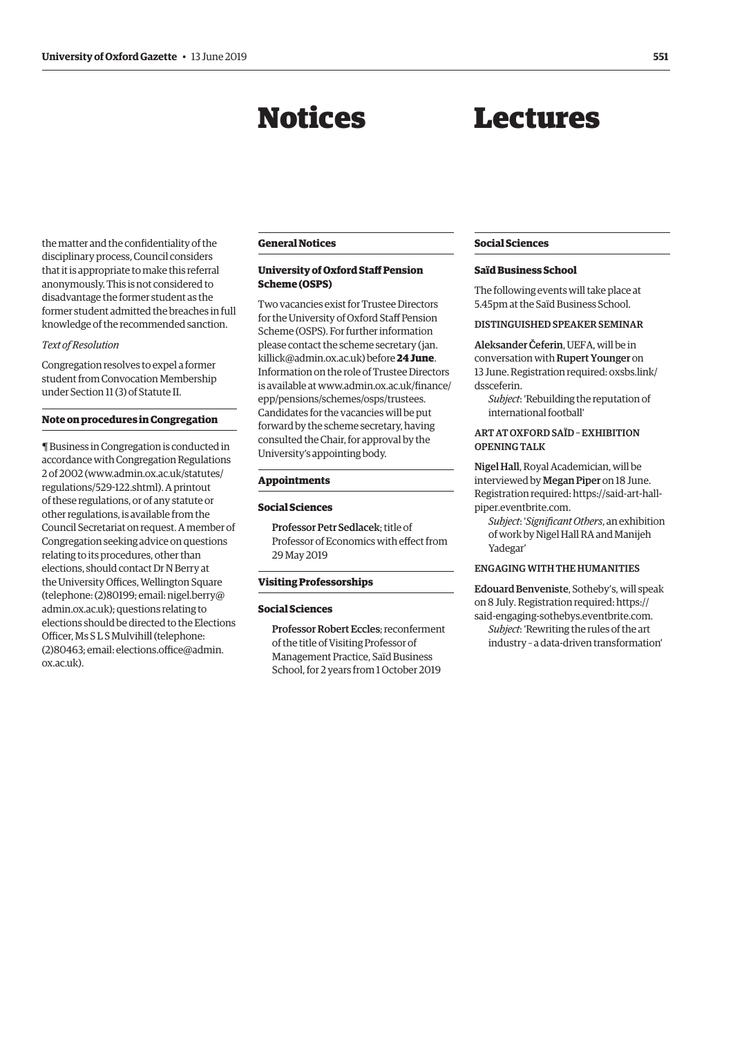# Notices

the matter and the confidentiality of the disciplinary process, Council considers that it is appropriate to make this referral anonymously. This is not considered to disadvantage the former student as the former student admitted the breaches in full knowledge of the recommended sanction.

*Text of Resolution*

Congregation resolves to expel a former student from Convocation Membership under Section 11 (3) of Statute II.

### Note on procedures in Congregation

¶ Business in Congregation is conducted in accordance with Congregation Regulations 2 of 2002 (www.admin.ox.ac.uk/statutes/regulations/529-122.shtml). A printout of these regulations, or of any statute or other regulations, is available from the Council Secretariat on request. A member of Congregation seeking advice on questions relating to its procedures, other than elections, should contact Dr N Berry at the University Offices, Wellington Square (telephone: (2)80199; email: nigel.berry@admin.ox.ac.uk); questions relating to elections should be directed to the Elections Officer, Ms S L S Mulvihill (telephone: (2)80463; email: elections.office@admin.ox.ac.uk).

## General Notices

### University of Oxford Staff Pension Scheme (OSPS)

Two vacancies exist for Trustee Directors for the University of Oxford Staff Pension Scheme (OSPS). For further information please contact the scheme secretary (jan.killick@admin.ox.ac.uk) before **24 June**. Information on the role of Trustee Directors is available at www.admin.ox.ac.uk/finance/epp/pensions/schemes/osps/trustees. Candidates for the vacancies will be put forward by the scheme secretary, having consulted the Chair, for approval by the University's appointing body.

## Appointments

### Social Sciences

Professor Petr Sedlacek; title of Professor of Economics with effect from 29 May 2019

## Visiting Professorships

### Social Sciences

Professor Robert Eccles; reconferment of the title of Visiting Professor of Management Practice, Saïd Business School, for 2 years from 1 October 2019

# Lectures

## Social Sciences

### Saïd Business School

The following events will take place at 5.45pm at the Saïd Business School.

DISTINGUISHED SPEAKER SEMINAR

Aleksander Čeferin, UEFA, will be in conversation with Rupert Younger on 13 June. Registration required: oxsbs.link/dssceferin.

*Subject*: 'Rebuilding the reputation of international football'

ART AT OXFORD SAÏD – EXHIBITION OPENING TALK

Nigel Hall, Royal Academician, will be interviewed by Megan Piper on 18 June. Registration required: https://said-art-hall-piper.eventbrite.com.

*Subject*: '*Significant Others*, an exhibition of work by Nigel Hall RA and Manijeh Yadegar'

ENGAGING WITH THE HUMANITIES

Edouard Benveniste, Sotheby's, will speak on 8 July. Registration required: https://said-engaging-sothebys.eventbrite.com.

*Subject*: 'Rewriting the rules of the art industry – a data-driven transformation'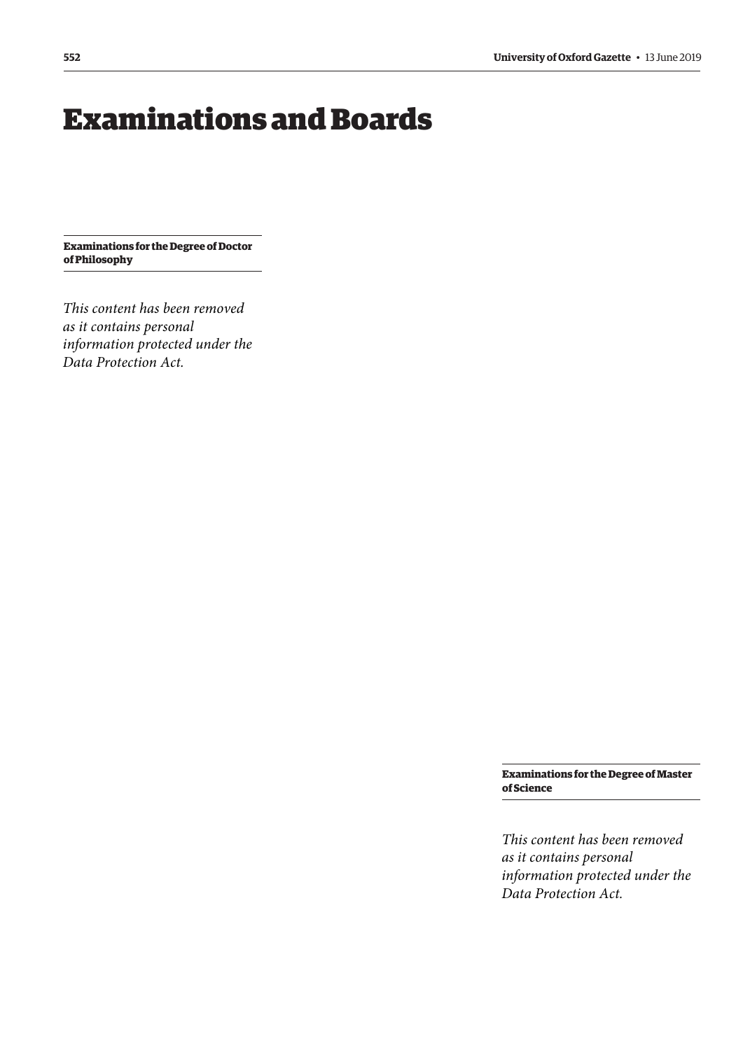# Examinations and Boards

## Examinations for the Degree of Doctor of Philosophy

*This content has been removed as it contains personal information protected under the Data Protection Act.*

## Examinations for the Degree of Master of Science

*This content has been removed as it contains personal information protected under the Data Protection Act.*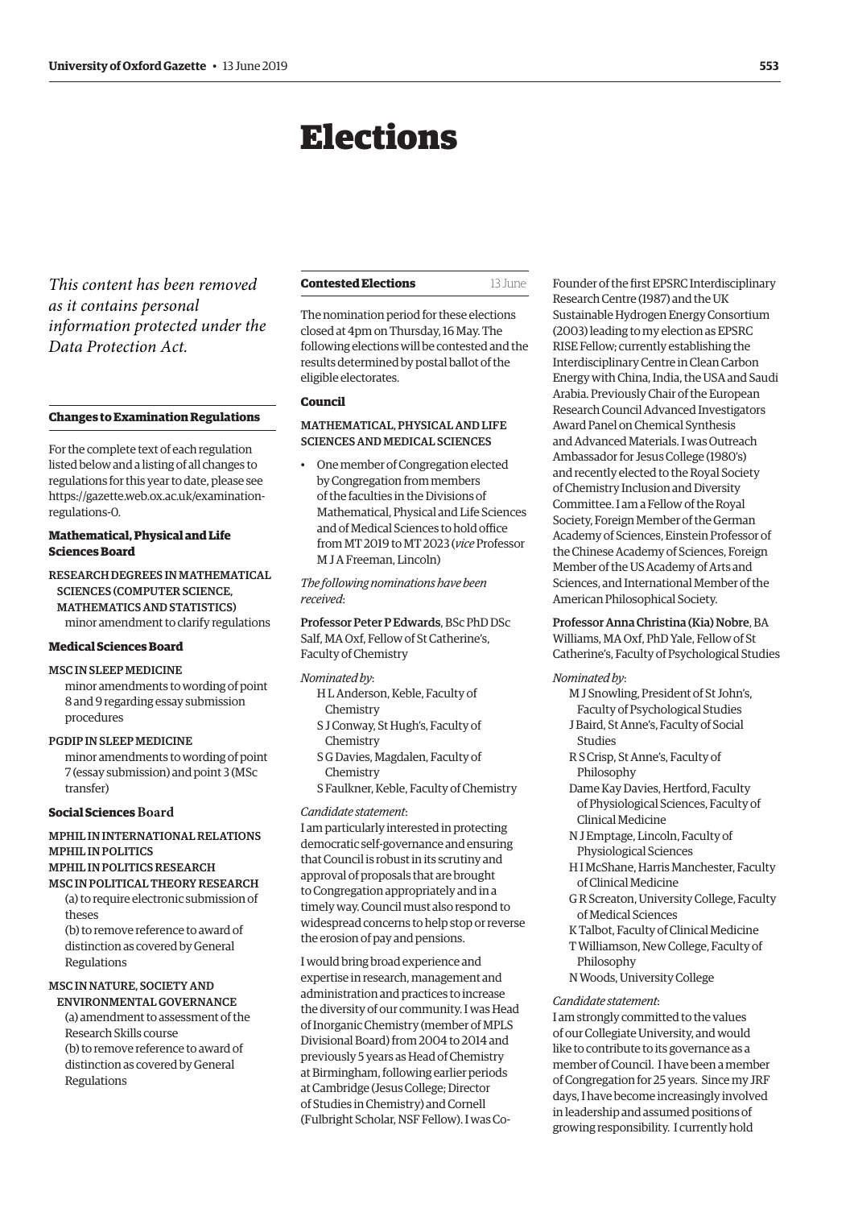# Elections

*This content has been removed as it contains personal information protected under the Data Protection Act.*

### Changes to Examination Regulations

For the complete text of each regulation listed below and a listing of all changes to regulations for this year to date, please see https://gazette.web.ox.ac.uk/examination-regulations-0.

#### Mathematical, Physical and Life Sciences Board

RESEARCH DEGREES IN MATHEMATICAL SCIENCES (COMPUTER SCIENCE, MATHEMATICS AND STATISTICS)
minor amendment to clarify regulations

#### Medical Sciences Board

MSC IN SLEEP MEDICINE
minor amendments to wording of point 8 and 9 regarding essay submission procedures

PGDIP IN SLEEP MEDICINE
minor amendments to wording of point 7 (essay submission) and point 3 (MSc transfer)

#### Social Sciences Board

MPHIL IN INTERNATIONAL RELATIONS
MPHIL IN POLITICS
MPHIL IN POLITICS RESEARCH
MSC IN POLITICAL THEORY RESEARCH
(a) to require electronic submission of theses
(b) to remove reference to award of distinction as covered by General Regulations

MSC IN NATURE, SOCIETY AND ENVIRONMENTAL GOVERNANCE
(a) amendment to assessment of the Research Skills course
(b) to remove reference to award of distinction as covered by General Regulations

### Contested Elections

13 June

The nomination period for these elections closed at 4pm on Thursday, 16 May. The following elections will be contested and the results determined by postal ballot of the eligible electorates.

#### Council

MATHEMATICAL, PHYSICAL AND LIFE SCIENCES AND MEDICAL SCIENCES

- One member of Congregation elected by Congregation from members of the faculties in the Divisions of Mathematical, Physical and Life Sciences and of Medical Sciences to hold office from MT 2019 to MT 2023 (*vice* Professor M J A Freeman, Lincoln)

*The following nominations have been received*:

**Professor Peter P Edwards**, BSc PhD DSc Salf, MA Oxf, Fellow of St Catherine's, Faculty of Chemistry

*Nominated by*:
H L Anderson, Keble, Faculty of Chemistry
S J Conway, St Hugh's, Faculty of Chemistry
S G Davies, Magdalen, Faculty of Chemistry
S Faulkner, Keble, Faculty of Chemistry

*Candidate statement*:
I am particularly interested in protecting democratic self-governance and ensuring that Council is robust in its scrutiny and approval of proposals that are brought to Congregation appropriately and in a timely way. Council must also respond to widespread concerns to help stop or reverse the erosion of pay and pensions.

I would bring broad experience and expertise in research, management and administration and practices to increase the diversity of our community. I was Head of Inorganic Chemistry (member of MPLS Divisional Board) from 2004 to 2014 and previously 5 years as Head of Chemistry at Birmingham, following earlier periods at Cambridge (Jesus College; Director of Studies in Chemistry) and Cornell (Fulbright Scholar, NSF Fellow). I was Co-Founder of the first EPSRC Interdisciplinary Research Centre (1987) and the UK Sustainable Hydrogen Energy Consortium (2003) leading to my election as EPSRC RISE Fellow; currently establishing the Interdisciplinary Centre in Clean Carbon Energy with China, India, the USA and Saudi Arabia. Previously Chair of the European Research Council Advanced Investigators Award Panel on Chemical Synthesis and Advanced Materials. I was Outreach Ambassador for Jesus College (1980's) and recently elected to the Royal Society of Chemistry Inclusion and Diversity Committee. I am a Fellow of the Royal Society, Foreign Member of the German Academy of Sciences, Einstein Professor of the Chinese Academy of Sciences, Foreign Member of the US Academy of Arts and Sciences, and International Member of the American Philosophical Society.

**Professor Anna Christina (Kia) Nobre**, BA Williams, MA Oxf, PhD Yale, Fellow of St Catherine's, Faculty of Psychological Studies

*Nominated by*:
M J Snowling, President of St John's, Faculty of Psychological Studies
J Baird, St Anne's, Faculty of Social Studies
R S Crisp, St Anne's, Faculty of Philosophy
Dame Kay Davies, Hertford, Faculty of Physiological Sciences, Faculty of Clinical Medicine
N J Emptage, Lincoln, Faculty of Physiological Sciences
H I McShane, Harris Manchester, Faculty of Clinical Medicine
G R Screaton, University College, Faculty of Medical Sciences
K Talbot, Faculty of Clinical Medicine
T Williamson, New College, Faculty of Philosophy
N Woods, University College

*Candidate statement*:
I am strongly committed to the values of our Collegiate University, and would like to contribute to its governance as a member of Council. I have been a member of Congregation for 25 years. Since my JRF days, I have become increasingly involved in leadership and assumed positions of growing responsibility. I currently hold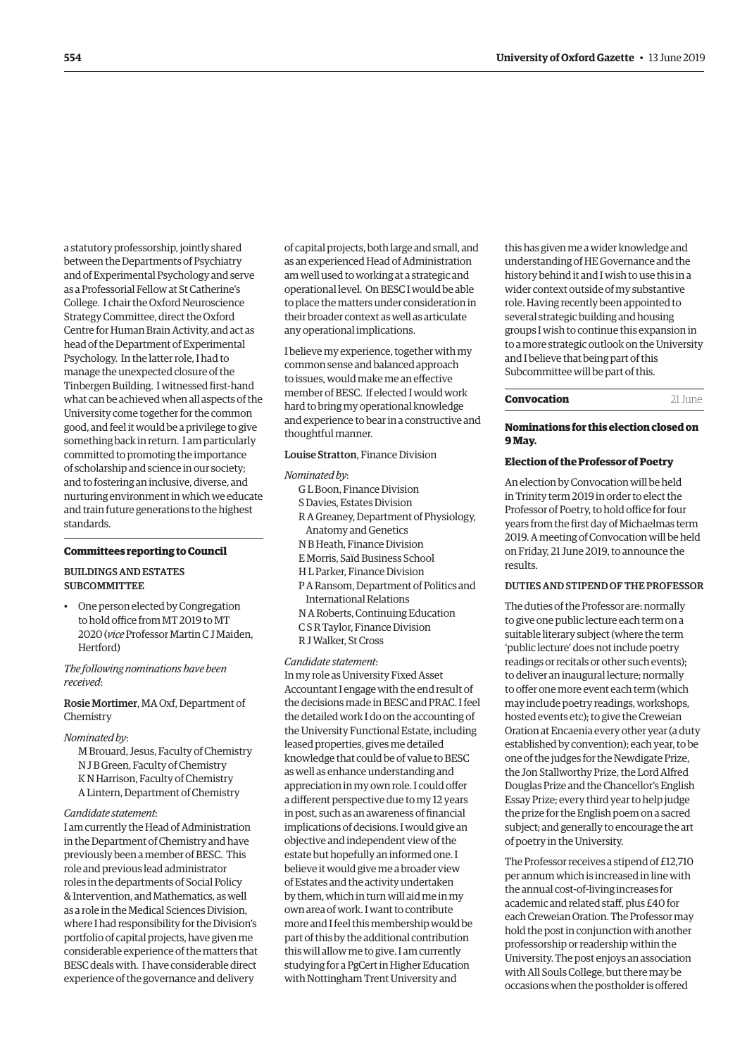a statutory professorship, jointly shared between the Departments of Psychiatry and of Experimental Psychology and serve as a Professorial Fellow at St Catherine's College. I chair the Oxford Neuroscience Strategy Committee, direct the Oxford Centre for Human Brain Activity, and act as head of the Department of Experimental Psychology. In the latter role, I had to manage the unexpected closure of the Tinbergen Building. I witnessed first-hand what can be achieved when all aspects of the University come together for the common good, and feel it would be a privilege to give something back in return. I am particularly committed to promoting the importance of scholarship and science in our society; and to fostering an inclusive, diverse, and nurturing environment in which we educate and train future generations to the highest standards.

## Committees reporting to Council

### BUILDINGS AND ESTATES SUBCOMMITTEE

- One person elected by Congregation to hold office from MT 2019 to MT 2020 (*vice* Professor Martin C J Maiden, Hertford)

*The following nominations have been received*:

Rosie Mortimer, MA Oxf, Department of Chemistry

*Nominated by*:

M Brouard, Jesus, Faculty of Chemistry
N J B Green, Faculty of Chemistry
K N Harrison, Faculty of Chemistry
A Lintern, Department of Chemistry

*Candidate statement*:
I am currently the Head of Administration in the Department of Chemistry and have previously been a member of BESC. This role and previous lead administrator roles in the departments of Social Policy & Intervention, and Mathematics, as well as a role in the Medical Sciences Division, where I had responsibility for the Division's portfolio of capital projects, have given me considerable experience of the matters that BESC deals with. I have considerable direct experience of the governance and delivery of capital projects, both large and small, and as an experienced Head of Administration am well used to working at a strategic and operational level. On BESC I would be able to place the matters under consideration in their broader context as well as articulate any operational implications.

I believe my experience, together with my common sense and balanced approach to issues, would make me an effective member of BESC. If elected I would work hard to bring my operational knowledge and experience to bear in a constructive and thoughtful manner.

Louise Stratton, Finance Division

*Nominated by*:

G L Boon, Finance Division
S Davies, Estates Division
R A Greaney, Department of Physiology, Anatomy and Genetics
N B Heath, Finance Division
E Morris, Saïd Business School
H L Parker, Finance Division
P A Ransom, Department of Politics and International Relations
N A Roberts, Continuing Education
C S R Taylor, Finance Division
R J Walker, St Cross

*Candidate statement*:
In my role as University Fixed Asset Accountant I engage with the end result of the decisions made in BESC and PRAC. I feel the detailed work I do on the accounting of the University Functional Estate, including leased properties, gives me detailed knowledge that could be of value to BESC as well as enhance understanding and appreciation in my own role. I could offer a different perspective due to my 12 years in post, such as an awareness of financial implications of decisions. I would give an objective and independent view of the estate but hopefully an informed one. I believe it would give me a broader view of Estates and the activity undertaken by them, which in turn will aid me in my own area of work. I want to contribute more and I feel this membership would be part of this by the additional contribution this will allow me to give. I am currently studying for a PgCert in Higher Education with Nottingham Trent University and this has given me a wider knowledge and understanding of HE Governance and the history behind it and I wish to use this in a wider context outside of my substantive role. Having recently been appointed to several strategic building and housing groups I wish to continue this expansion in to a more strategic outlook on the University and I believe that being part of this Subcommittee will be part of this.

## Convocation 21 June

**Nominations for this election closed on 9 May.**

### Election of the Professor of Poetry

An election by Convocation will be held in Trinity term 2019 in order to elect the Professor of Poetry, to hold office for four years from the first day of Michaelmas term 2019. A meeting of Convocation will be held on Friday, 21 June 2019, to announce the results.

### DUTIES AND STIPEND OF THE PROFESSOR

The duties of the Professor are: normally to give one public lecture each term on a suitable literary subject (where the term 'public lecture' does not include poetry readings or recitals or other such events); to deliver an inaugural lecture; normally to offer one more event each term (which may include poetry readings, workshops, hosted events etc); to give the Creweian Oration at Encaenia every other year (a duty established by convention); each year, to be one of the judges for the Newdigate Prize, the Jon Stallworthy Prize, the Lord Alfred Douglas Prize and the Chancellor's English Essay Prize; every third year to help judge the prize for the English poem on a sacred subject; and generally to encourage the art of poetry in the University.

The Professor receives a stipend of £12,710 per annum which is increased in line with the annual cost-of-living increases for academic and related staff, plus £40 for each Creweian Oration. The Professor may hold the post in conjunction with another professorship or readership within the University. The post enjoys an association with All Souls College, but there may be occasions when the postholder is offered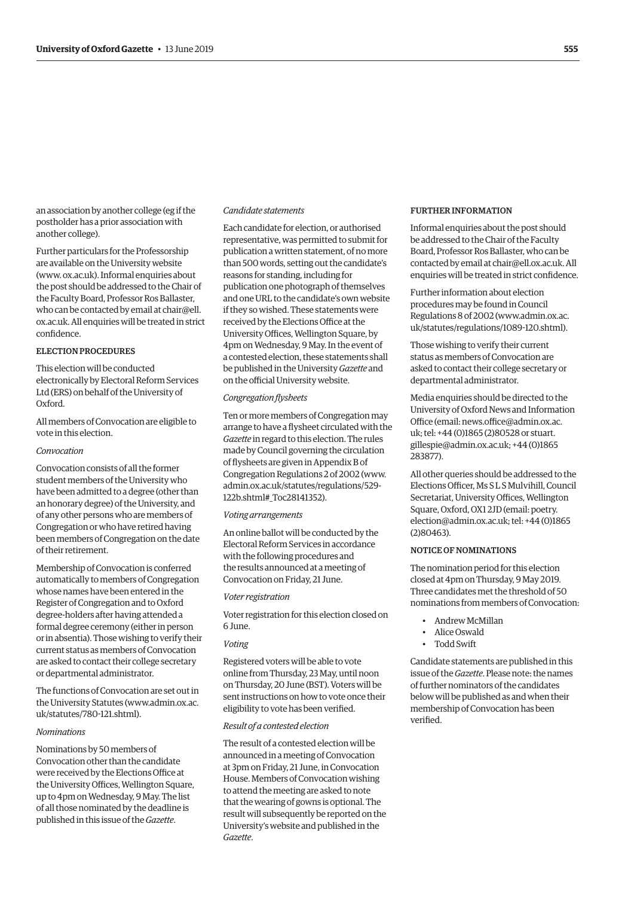an association by another college (eg if the postholder has a prior association with another college).

Further particulars for the Professorship are available on the University website (www. ox.ac.uk). Informal enquiries about the post should be addressed to the Chair of the Faculty Board, Professor Ros Ballaster, who can be contacted by email at chair@ell. ox.ac.uk. All enquiries will be treated in strict confidence.

### ELECTION PROCEDURES

This election will be conducted electronically by Electoral Reform Services Ltd (ERS) on behalf of the University of Oxford.

All members of Convocation are eligible to vote in this election.

*Convocation*

Convocation consists of all the former student members of the University who have been admitted to a degree (other than an honorary degree) of the University, and of any other persons who are members of Congregation or who have retired having been members of Congregation on the date of their retirement.

Membership of Convocation is conferred automatically to members of Congregation whose names have been entered in the Register of Congregation and to Oxford degree-holders after having attended a formal degree ceremony (either in person or in absentia). Those wishing to verify their current status as members of Convocation are asked to contact their college secretary or departmental administrator.

The functions of Convocation are set out in the University Statutes (www.admin.ox.ac. uk/statutes/780-121.shtml).

*Nominations*

Nominations by 50 members of Convocation other than the candidate were received by the Elections Office at the University Offices, Wellington Square, up to 4pm on Wednesday, 9 May. The list of all those nominated by the deadline is published in this issue of the *Gazette*.

*Candidate statements*

Each candidate for election, or authorised representative, was permitted to submit for publication a written statement, of no more than 500 words, setting out the candidate's reasons for standing, including for publication one photograph of themselves and one URL to the candidate's own website if they so wished. These statements were received by the Elections Office at the University Offices, Wellington Square, by 4pm on Wednesday, 9 May. In the event of a contested election, these statements shall be published in the University *Gazette* and on the official University website.

*Congregation flysheets*

Ten or more members of Congregation may arrange to have a flysheet circulated with the *Gazette* in regard to this election. The rules made by Council governing the circulation of flysheets are given in Appendix B of Congregation Regulations 2 of 2002 (www. admin.ox.ac.uk/statutes/regulations/529-122b.shtml#_Toc28141352).

*Voting arrangements*

An online ballot will be conducted by the Electoral Reform Services in accordance with the following procedures and the results announced at a meeting of Convocation on Friday, 21 June.

*Voter registration*

Voter registration for this election closed on 6 June.

*Voting*

Registered voters will be able to vote online from Thursday, 23 May, until noon on Thursday, 20 June (BST). Voters will be sent instructions on how to vote once their eligibility to vote has been verified.

*Result of a contested election*

The result of a contested election will be announced in a meeting of Convocation at 3pm on Friday, 21 June, in Convocation House. Members of Convocation wishing to attend the meeting are asked to note that the wearing of gowns is optional. The result will subsequently be reported on the University's website and published in the *Gazette*.

### FURTHER INFORMATION

Informal enquiries about the post should be addressed to the Chair of the Faculty Board, Professor Ros Ballaster, who can be contacted by email at chair@ell.ox.ac.uk. All enquiries will be treated in strict confidence.

Further information about election procedures may be found in Council Regulations 8 of 2002 (www.admin.ox.ac. uk/statutes/regulations/1089-120.shtml).

Those wishing to verify their current status as members of Convocation are asked to contact their college secretary or departmental administrator.

Media enquiries should be directed to the University of Oxford News and Information Office (email: news.office@admin.ox.ac. uk; tel: +44 (0)1865 (2)80528 or stuart. gillespie@admin.ox.ac.uk; +44 (0)1865 283877).

All other queries should be addressed to the Elections Officer, Ms S L S Mulvihill, Council Secretariat, University Offices, Wellington Square, Oxford, OX1 2JD (email: poetry. election@admin.ox.ac.uk; tel: +44 (0)1865 (2)80463).

### NOTICE OF NOMINATIONS

The nomination period for this election closed at 4pm on Thursday, 9 May 2019. Three candidates met the threshold of 50 nominations from members of Convocation:

- Andrew McMillan
- Alice Oswald
- Todd Swift

Candidate statements are published in this issue of the *Gazette*. Please note: the names of further nominators of the candidates below will be published as and when their membership of Convocation has been verified.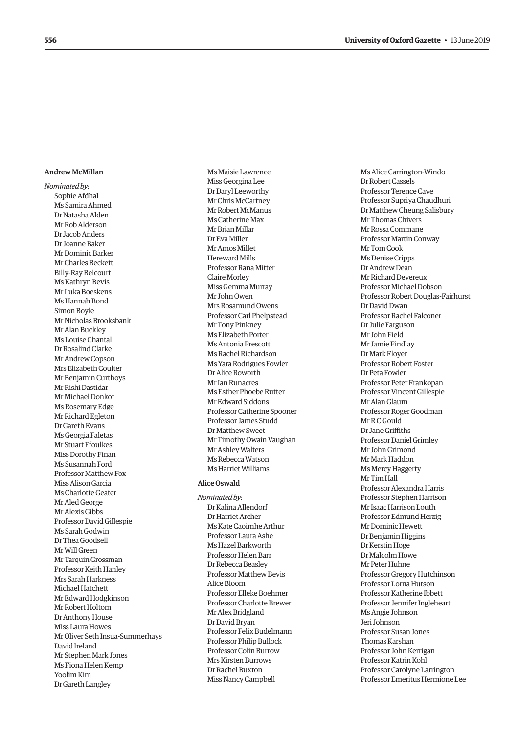### Andrew McMillan

*Nominated by*:

Sophie Afdhal
Ms Samira Ahmed
Dr Natasha Alden
Mr Rob Alderson
Dr Jacob Anders
Dr Joanne Baker
Mr Dominic Barker
Mr Charles Beckett
Billy-Ray Belcourt
Ms Kathryn Bevis
Mr Luka Boeskens
Ms Hannah Bond
Simon Boyle
Mr Nicholas Brooksbank
Mr Alan Buckley
Ms Louise Chantal
Dr Rosalind Clarke
Mr Andrew Copson
Mrs Elizabeth Coulter
Mr Benjamin Curthoys
Mr Rishi Dastidar
Mr Michael Donkor
Ms Rosemary Edge
Mr Richard Egleton
Dr Gareth Evans
Ms Georgia Faletas
Mr Stuart Ffoulkes
Miss Dorothy Finan
Ms Susannah Ford
Professor Matthew Fox
Miss Alison Garcia
Ms Charlotte Geater
Mr Aled George
Mr Alexis Gibbs
Professor David Gillespie
Ms Sarah Godwin
Dr Thea Goodsell
Mr Will Green
Mr Tarquin Grossman
Professor Keith Hanley
Mrs Sarah Harkness
Michael Hatchett
Mr Edward Hodgkinson
Mr Robert Holtom
Dr Anthony House
Miss Laura Howes
Mr Oliver Seth Insua-Summerhays
David Ireland
Mr Stephen Mark Jones
Ms Fiona Helen Kemp
Yoolim Kim
Dr Gareth Langley
Ms Maisie Lawrence
Miss Georgina Lee
Dr Daryl Leeworthy
Mr Chris McCartney
Mr Robert McManus
Ms Catherine Max
Mr Brian Millar
Dr Eva Miller
Mr Amos Millet
Hereward Mills
Professor Rana Mitter
Claire Morley
Miss Gemma Murray
Mr John Owen
Mrs Rosamund Owens
Professor Carl Phelpstead
Mr Tony Pinkney
Ms Elizabeth Porter
Ms Antonia Prescott
Ms Rachel Richardson
Ms Yara Rodrigues Fowler
Dr Alice Roworth
Mr Ian Runacres
Ms Esther Phoebe Rutter
Mr Edward Siddons
Professor Catherine Spooner
Professor James Studd
Dr Matthew Sweet
Mr Timothy Owain Vaughan
Mr Ashley Walters
Ms Rebecca Watson
Ms Harriet Williams

### Alice Oswald

*Nominated by*:

Dr Kalina Allendorf
Dr Harriet Archer
Ms Kate Caoimhe Arthur
Professor Laura Ashe
Ms Hazel Barkworth
Professor Helen Barr
Dr Rebecca Beasley
Professor Matthew Bevis
Alice Bloom
Professor Elleke Boehmer
Professor Charlotte Brewer
Mr Alex Bridgland
Dr David Bryan
Professor Felix Budelmann
Professor Philip Bullock
Professor Colin Burrow
Mrs Kirsten Burrows
Dr Rachel Buxton
Miss Nancy Campbell
Ms Alice Carrington-Windo
Dr Robert Cassels
Professor Terence Cave
Professor Supriya Chaudhuri
Dr Matthew Cheung Salisbury
Mr Thomas Chivers
Mr Rossa Commane
Professor Martin Conway
Mr Tom Cook
Ms Denise Cripps
Dr Andrew Dean
Mr Richard Devereux
Professor Michael Dobson
Professor Robert Douglas-Fairhurst
Dr David Dwan
Professor Rachel Falconer
Dr Julie Farguson
Mr John Field
Mr Jamie Findlay
Dr Mark Floyer
Professor Robert Foster
Dr Peta Fowler
Professor Peter Frankopan
Professor Vincent Gillespie
Mr Alan Glaum
Professor Roger Goodman
Mr R C Gould
Dr Jane Griffiths
Professor Daniel Grimley
Mr John Grimond
Mr Mark Haddon
Ms Mercy Haggerty
Mr Tim Hall
Professor Alexandra Harris
Professor Stephen Harrison
Mr Isaac Harrison Louth
Professor Edmund Herzig
Mr Dominic Hewett
Dr Benjamin Higgins
Dr Kerstin Hoge
Dr Malcolm Howe
Mr Peter Huhne
Professor Gregory Hutchinson
Professor Lorna Hutson
Professor Katherine Ibbett
Professor Jennifer Ingleheart
Ms Angie Johnson
Jeri Johnson
Professor Susan Jones
Thomas Karshan
Professor John Kerrigan
Professor Katrin Kohl
Professor Carolyne Larrington
Professor Emeritus Hermione Lee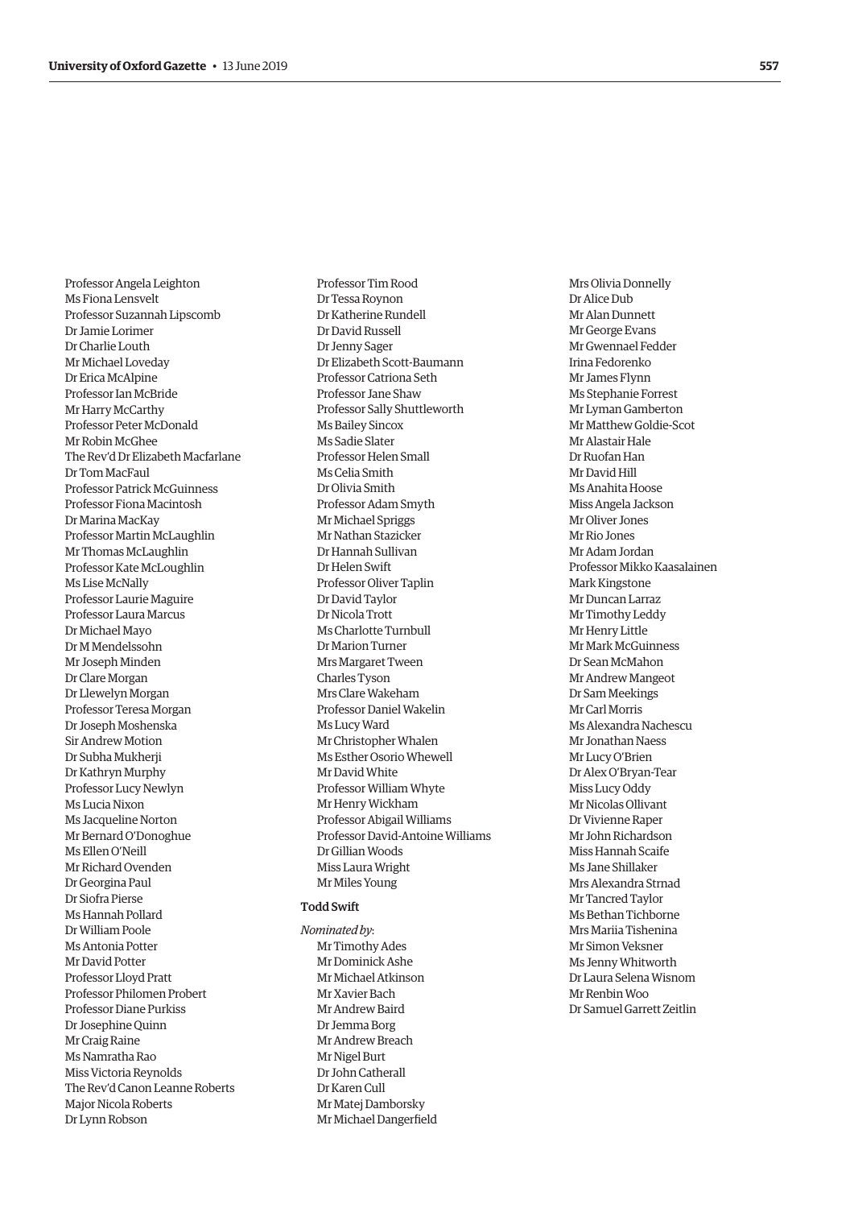Professor Angela Leighton
Ms Fiona Lensvelt
Professor Suzannah Lipscomb
Dr Jamie Lorimer
Dr Charlie Louth
Mr Michael Loveday
Dr Erica McAlpine
Professor Ian McBride
Mr Harry McCarthy
Professor Peter McDonald
Mr Robin McGhee
The Rev'd Dr Elizabeth Macfarlane
Dr Tom MacFaul
Professor Patrick McGuinness
Professor Fiona Macintosh
Dr Marina MacKay
Professor Martin McLaughlin
Mr Thomas McLaughlin
Professor Kate McLoughlin
Ms Lise McNally
Professor Laurie Maguire
Professor Laura Marcus
Dr Michael Mayo
Dr M Mendelssohn
Mr Joseph Minden
Dr Clare Morgan
Dr Llewelyn Morgan
Professor Teresa Morgan
Dr Joseph Moshenska
Sir Andrew Motion
Dr Subha Mukherji
Dr Kathryn Murphy
Professor Lucy Newlyn
Ms Lucia Nixon
Ms Jacqueline Norton
Mr Bernard O'Donoghue
Ms Ellen O'Neill
Mr Richard Ovenden
Dr Georgina Paul
Dr Siofra Pierse
Ms Hannah Pollard
Dr William Poole
Ms Antonia Potter
Mr David Potter
Professor Lloyd Pratt
Professor Philomen Probert
Professor Diane Purkiss
Dr Josephine Quinn
Mr Craig Raine
Ms Namratha Rao
Miss Victoria Reynolds
The Rev'd Canon Leanne Roberts
Major Nicola Roberts
Dr Lynn Robson
Professor Tim Rood
Dr Tessa Roynon
Dr Katherine Rundell
Dr David Russell
Dr Jenny Sager
Dr Elizabeth Scott-Baumann
Professor Catriona Seth
Professor Jane Shaw
Professor Sally Shuttleworth
Ms Bailey Sincox
Ms Sadie Slater
Professor Helen Small
Ms Celia Smith
Dr Olivia Smith
Professor Adam Smyth
Mr Michael Spriggs
Mr Nathan Stazicker
Dr Hannah Sullivan
Dr Helen Swift
Professor Oliver Taplin
Dr David Taylor
Dr Nicola Trott
Ms Charlotte Turnbull
Dr Marion Turner
Mrs Margaret Tween
Charles Tyson
Mrs Clare Wakeham
Professor Daniel Wakelin
Ms Lucy Ward
Mr Christopher Whalen
Ms Esther Osorio Whewell
Mr David White
Professor William Whyte
Mr Henry Wickham
Professor Abigail Williams
Professor David-Antoine Williams
Dr Gillian Woods
Miss Laura Wright
Mr Miles Young

### Todd Swift

*Nominated by*:

Mr Timothy Ades
Mr Dominick Ashe
Mr Michael Atkinson
Mr Xavier Bach
Mr Andrew Baird
Dr Jemma Borg
Mr Andrew Breach
Mr Nigel Burt
Dr John Catherall
Dr Karen Cull
Mr Matej Damborsky
Mr Michael Dangerfield
Mrs Olivia Donnelly
Dr Alice Dub
Mr Alan Dunnett
Mr George Evans
Mr Gwennael Fedder
Irina Fedorenko
Mr James Flynn
Ms Stephanie Forrest
Mr Lyman Gamberton
Mr Matthew Goldie-Scot
Mr Alastair Hale
Dr Ruofan Han
Mr David Hill
Ms Anahita Hoose
Miss Angela Jackson
Mr Oliver Jones
Mr Rio Jones
Mr Adam Jordan
Professor Mikko Kaasalainen
Mark Kingstone
Mr Duncan Larraz
Mr Timothy Leddy
Mr Henry Little
Mr Mark McGuinness
Dr Sean McMahon
Mr Andrew Mangeot
Dr Sam Meekings
Mr Carl Morris
Ms Alexandra Nachescu
Mr Jonathan Naess
Mr Lucy O'Brien
Dr Alex O'Bryan-Tear
Miss Lucy Oddy
Mr Nicolas Ollivant
Dr Vivienne Raper
Mr John Richardson
Miss Hannah Scaife
Ms Jane Shillaker
Mrs Alexandra Strnad
Mr Tancred Taylor
Ms Bethan Tichborne
Mrs Mariia Tishenina
Mr Simon Veksner
Ms Jenny Whitworth
Dr Laura Selena Wisnom
Mr Renbin Woo
Dr Samuel Garrett Zeitlin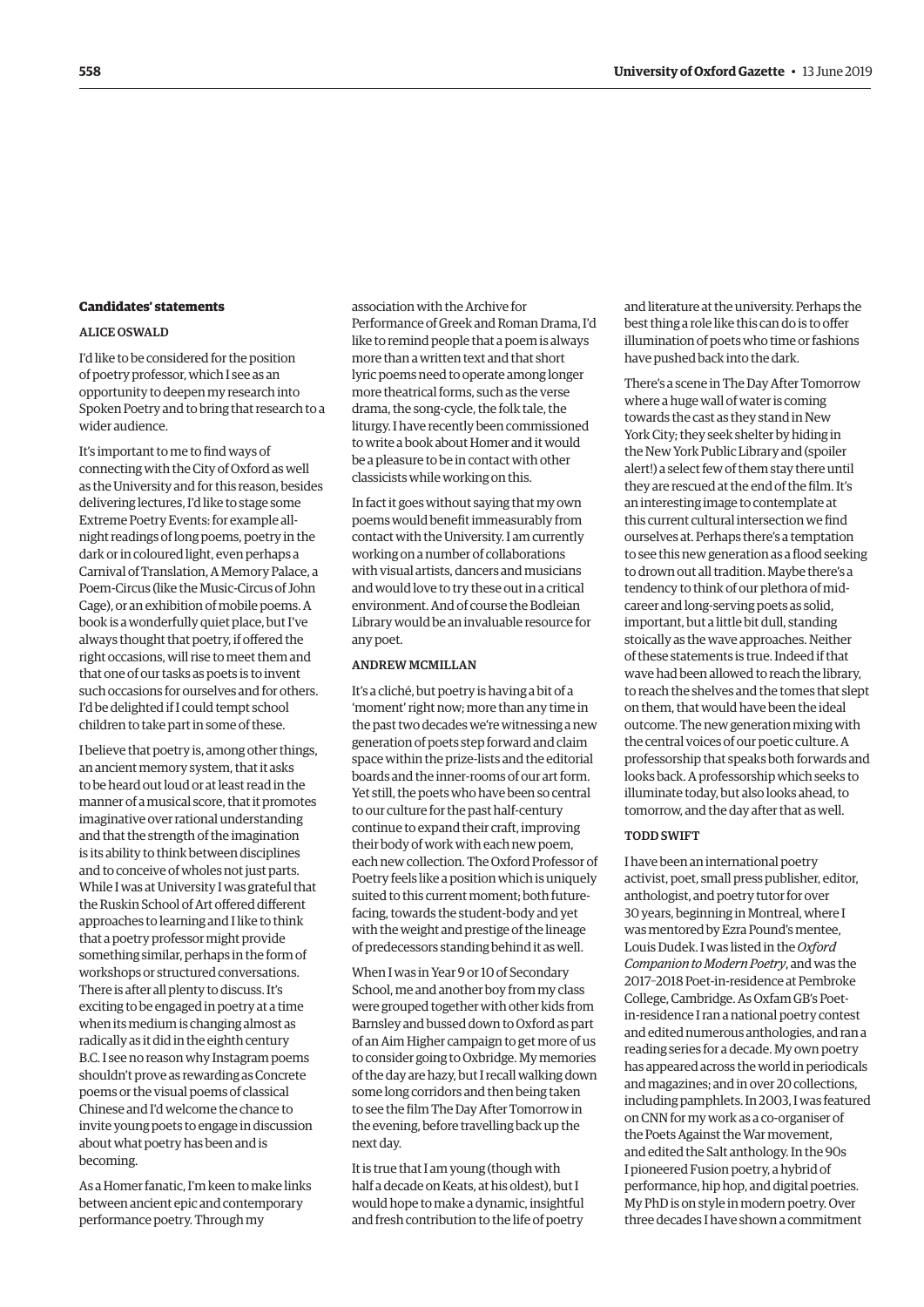**Candidates' statements**

ALICE OSWALD

I'd like to be considered for the position of poetry professor, which I see as an opportunity to deepen my research into Spoken Poetry and to bring that research to a wider audience.

It's important to me to find ways of connecting with the City of Oxford as well as the University and for this reason, besides delivering lectures, I'd like to stage some Extreme Poetry Events: for example all-night readings of long poems, poetry in the dark or in coloured light, even perhaps a Carnival of Translation, A Memory Palace, a Poem-Circus (like the Music-Circus of John Cage), or an exhibition of mobile poems. A book is a wonderfully quiet place, but I've always thought that poetry, if offered the right occasions, will rise to meet them and that one of our tasks as poets is to invent such occasions for ourselves and for others. I'd be delighted if I could tempt school children to take part in some of these.

I believe that poetry is, among other things, an ancient memory system, that it asks to be heard out loud or at least read in the manner of a musical score, that it promotes imaginative over rational understanding and that the strength of the imagination is its ability to think between disciplines and to conceive of wholes not just parts. While I was at University I was grateful that the Ruskin School of Art offered different approaches to learning and I like to think that a poetry professor might provide something similar, perhaps in the form of workshops or structured conversations. There is after all plenty to discuss. It's exciting to be engaged in poetry at a time when its medium is changing almost as radically as it did in the eighth century B.C. I see no reason why Instagram poems shouldn't prove as rewarding as Concrete poems or the visual poems of classical Chinese and I'd welcome the chance to invite young poets to engage in discussion about what poetry has been and is becoming.

As a Homer fanatic, I'm keen to make links between ancient epic and contemporary performance poetry. Through my association with the Archive for Performance of Greek and Roman Drama, I'd like to remind people that a poem is always more than a written text and that short lyric poems need to operate among longer more theatrical forms, such as the verse drama, the song-cycle, the folk tale, the liturgy. I have recently been commissioned to write a book about Homer and it would be a pleasure to be in contact with other classicists while working on this.

In fact it goes without saying that my own poems would benefit immeasurably from contact with the University. I am currently working on a number of collaborations with visual artists, dancers and musicians and would love to try these out in a critical environment. And of course the Bodleian Library would be an invaluable resource for any poet.

ANDREW MCMILLAN

It's a cliché, but poetry is having a bit of a 'moment' right now; more than any time in the past two decades we're witnessing a new generation of poets step forward and claim space within the prize-lists and the editorial boards and the inner-rooms of our art form. Yet still, the poets who have been so central to our culture for the past half-century continue to expand their craft, improving their body of work with each new poem, each new collection. The Oxford Professor of Poetry feels like a position which is uniquely suited to this current moment; both future-facing, towards the student-body and yet with the weight and prestige of the lineage of predecessors standing behind it as well.

When I was in Year 9 or 10 of Secondary School, me and another boy from my class were grouped together with other kids from Barnsley and bussed down to Oxford as part of an Aim Higher campaign to get more of us to consider going to Oxbridge. My memories of the day are hazy, but I recall walking down some long corridors and then being taken to see the film The Day After Tomorrow in the evening, before travelling back up the next day.

It is true that I am young (though with half a decade on Keats, at his oldest), but I would hope to make a dynamic, insightful and fresh contribution to the life of poetry and literature at the university. Perhaps the best thing a role like this can do is to offer illumination of poets who time or fashions have pushed back into the dark.

There's a scene in The Day After Tomorrow where a huge wall of water is coming towards the cast as they stand in New York City; they seek shelter by hiding in the New York Public Library and (spoiler alert!) a select few of them stay there until they are rescued at the end of the film. It's an interesting image to contemplate at this current cultural intersection we find ourselves at. Perhaps there's a temptation to see this new generation as a flood seeking to drown out all tradition. Maybe there's a tendency to think of our plethora of mid-career and long-serving poets as solid, important, but a little bit dull, standing stoically as the wave approaches. Neither of these statements is true. Indeed if that wave had been allowed to reach the library, to reach the shelves and the tomes that slept on them, that would have been the ideal outcome. The new generation mixing with the central voices of our poetic culture. A professorship that speaks both forwards and looks back. A professorship which seeks to illuminate today, but also looks ahead, to tomorrow, and the day after that as well.

TODD SWIFT

I have been an international poetry activist, poet, small press publisher, editor, anthologist, and poetry tutor for over 30 years, beginning in Montreal, where I was mentored by Ezra Pound's mentee, Louis Dudek. I was listed in the *Oxford Companion to Modern Poetry*, and was the 2017–2018 Poet-in-residence at Pembroke College, Cambridge. As Oxfam GB's Poet-in-residence I ran a national poetry contest and edited numerous anthologies, and ran a reading series for a decade. My own poetry has appeared across the world in periodicals and magazines; and in over 20 collections, including pamphlets. In 2003, I was featured on CNN for my work as a co-organiser of the Poets Against the War movement, and edited the Salt anthology. In the 90s I pioneered Fusion poetry, a hybrid of performance, hip hop, and digital poetries. My PhD is on style in modern poetry. Over three decades I have shown a commitment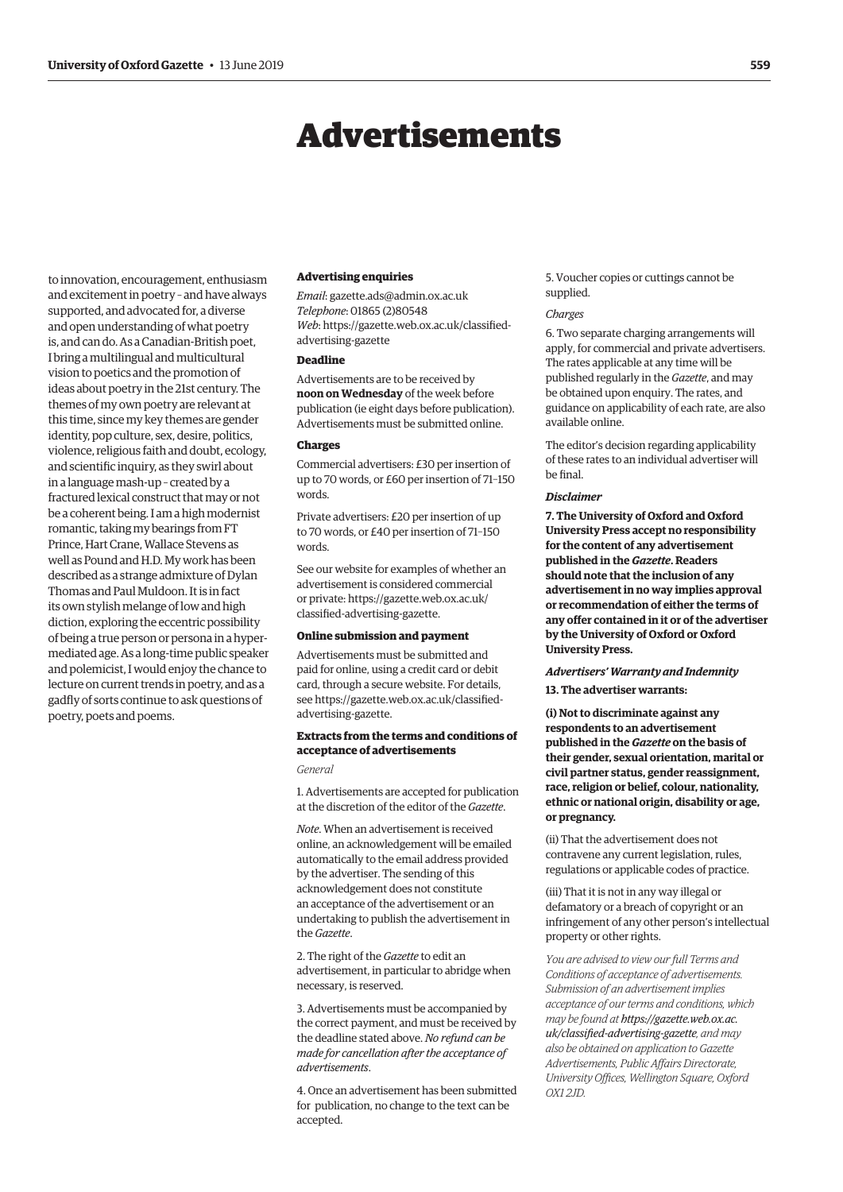# Advertisements

to innovation, encouragement, enthusiasm and excitement in poetry – and have always supported, and advocated for, a diverse and open understanding of what poetry is, and can do. As a Canadian-British poet, I bring a multilingual and multicultural vision to poetics and the promotion of ideas about poetry in the 21st century. The themes of my own poetry are relevant at this time, since my key themes are gender identity, pop culture, sex, desire, politics, violence, religious faith and doubt, ecology, and scientific inquiry, as they swirl about in a language mash-up – created by a fractured lexical construct that may or not be a coherent being. I am a high modernist romantic, taking my bearings from FT Prince, Hart Crane, Wallace Stevens as well as Pound and H.D. My work has been described as a strange admixture of Dylan Thomas and Paul Muldoon. It is in fact its own stylish melange of low and high diction, exploring the eccentric possibility of being a true person or persona in a hyper-mediated age. As a long-time public speaker and polemicist, I would enjoy the chance to lecture on current trends in poetry, and as a gadfly of sorts continue to ask questions of poetry, poets and poems.

#### Advertising enquiries

*Email*: gazette.ads@admin.ox.ac.uk
*Telephone*: 01865 (2)80548
*Web*: https://gazette.web.ox.ac.uk/classified-advertising-gazette

#### Deadline

Advertisements are to be received by **noon on Wednesday** of the week before publication (ie eight days before publication). Advertisements must be submitted online.

#### Charges

Commercial advertisers: £30 per insertion of up to 70 words, or £60 per insertion of 71–150 words.

Private advertisers: £20 per insertion of up to 70 words, or £40 per insertion of 71–150 words.

See our website for examples of whether an advertisement is considered commercial or private: https://gazette.web.ox.ac.uk/classified-advertising-gazette.

#### Online submission and payment

Advertisements must be submitted and paid for online, using a credit card or debit card, through a secure website. For details, see https://gazette.web.ox.ac.uk/classified-advertising-gazette.

#### Extracts from the terms and conditions of acceptance of advertisements

*General*

1. Advertisements are accepted for publication at the discretion of the editor of the *Gazette*.

*Note*. When an advertisement is received online, an acknowledgement will be emailed automatically to the email address provided by the advertiser. The sending of this acknowledgement does not constitute an acceptance of the advertisement or an undertaking to publish the advertisement in the *Gazette*.

2. The right of the *Gazette* to edit an advertisement, in particular to abridge when necessary, is reserved.

3. Advertisements must be accompanied by the correct payment, and must be received by the deadline stated above. *No refund can be made for cancellation after the acceptance of advertisements*.

4. Once an advertisement has been submitted for publication, no change to the text can be accepted.

5. Voucher copies or cuttings cannot be supplied.

*Charges*

6. Two separate charging arrangements will apply, for commercial and private advertisers. The rates applicable at any time will be published regularly in the *Gazette*, and may be obtained upon enquiry. The rates, and guidance on applicability of each rate, are also available online.

The editor's decision regarding applicability of these rates to an individual advertiser will be final.

***Disclaimer***

**7. The University of Oxford and Oxford University Press accept no responsibility for the content of any advertisement published in the *Gazette*. Readers should note that the inclusion of any advertisement in no way implies approval or recommendation of either the terms of any offer contained in it or of the advertiser by the University of Oxford or Oxford University Press.**

***Advertisers' Warranty and Indemnity***

**13. The advertiser warrants:**

**(i) Not to discriminate against any respondents to an advertisement published in the *Gazette* on the basis of their gender, sexual orientation, marital or civil partner status, gender reassignment, race, religion or belief, colour, nationality, ethnic or national origin, disability or age, or pregnancy.**

(ii) That the advertisement does not contravene any current legislation, rules, regulations or applicable codes of practice.

(iii) That it is not in any way illegal or defamatory or a breach of copyright or an infringement of any other person's intellectual property or other rights.

*You are advised to view our full Terms and Conditions of acceptance of advertisements. Submission of an advertisement implies acceptance of our terms and conditions, which may be found at* ***https://gazette.web.ox.ac.uk/classified-advertising-gazette****, and may also be obtained on application to Gazette Advertisements, Public Affairs Directorate, University Offices, Wellington Square, Oxford OX1 2JD.*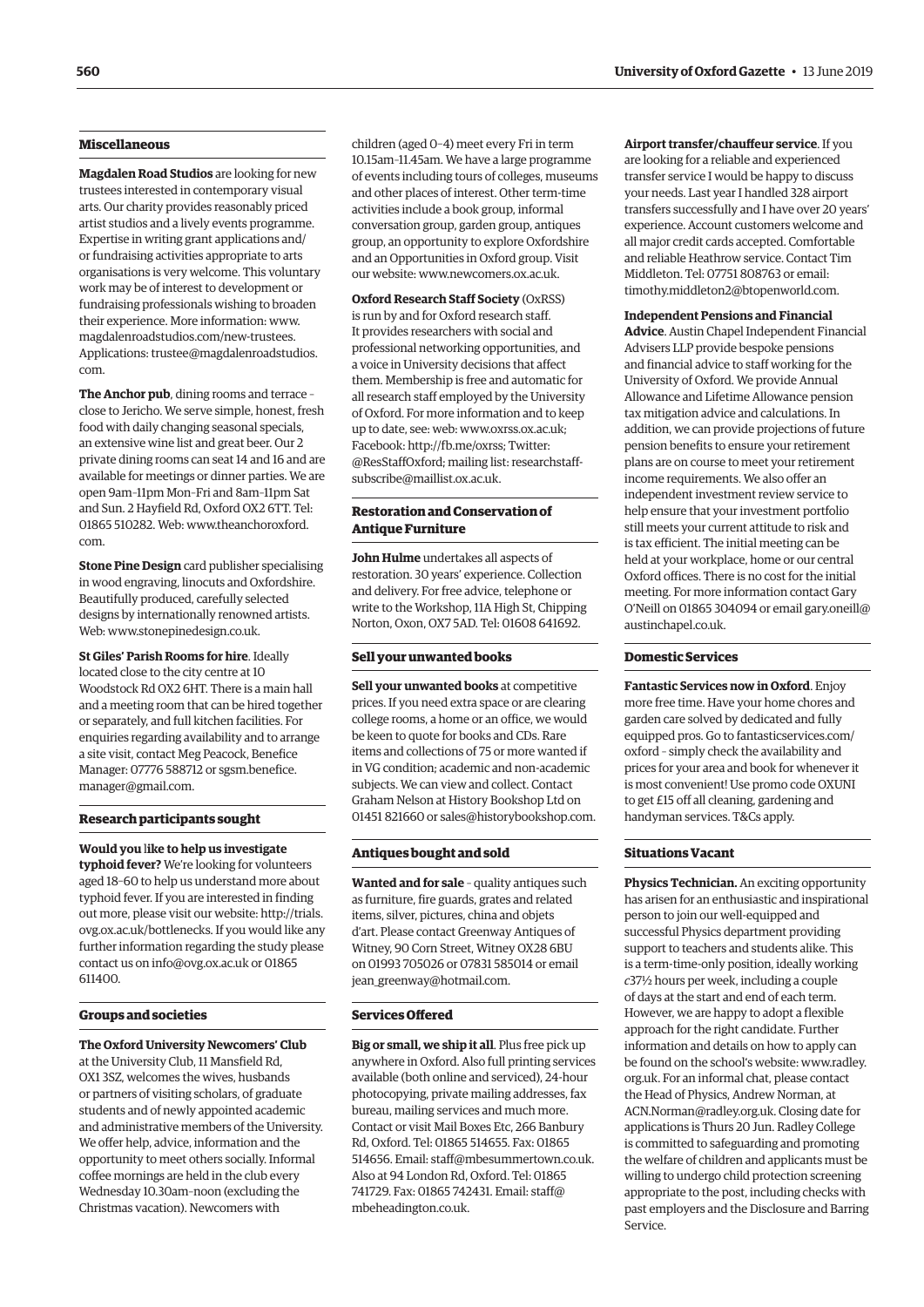## Miscellaneous

**Magdalen Road Studios** are looking for new trustees interested in contemporary visual arts. Our charity provides reasonably priced artist studios and a lively events programme. Expertise in writing grant applications and/or fundraising activities appropriate to arts organisations is very welcome. This voluntary work may be of interest to development or fundraising professionals wishing to broaden their experience. More information: www.magdalenroadstudios.com/new-trustees. Applications: trustee@magdalenroadstudios.com.

**The Anchor pub**, dining rooms and terrace – close to Jericho. We serve simple, honest, fresh food with daily changing seasonal specials, an extensive wine list and great beer. Our 2 private dining rooms can seat 14 and 16 and are available for meetings or dinner parties. We are open 9am–11pm Mon–Fri and 8am–11pm Sat and Sun. 2 Hayfield Rd, Oxford OX2 6TT. Tel: 01865 510282. Web: www.theanchoroxford.com.

**Stone Pine Design** card publisher specialising in wood engraving, linocuts and Oxfordshire. Beautifully produced, carefully selected designs by internationally renowned artists. Web: www.stonepinedesign.co.uk.

**St Giles' Parish Rooms for hire**. Ideally located close to the city centre at 10 Woodstock Rd OX2 6HT. There is a main hall and a meeting room that can be hired together or separately, and full kitchen facilities. For enquiries regarding availability and to arrange a site visit, contact Meg Peacock, Benefice Manager: 07776 588712 or sgsm.benefice.manager@gmail.com.

## Research participants sought

**Would you like to help us investigate typhoid fever?** We're looking for volunteers aged 18–60 to help us understand more about typhoid fever. If you are interested in finding out more, please visit our website: http://trials.ovg.ox.ac.uk/bottlenecks. If you would like any further information regarding the study please contact us on info@ovg.ox.ac.uk or 01865 611400.

## Groups and societies

**The Oxford University Newcomers' Club** at the University Club, 11 Mansfield Rd, OX1 3SZ, welcomes the wives, husbands or partners of visiting scholars, of graduate students and of newly appointed academic and administrative members of the University. We offer help, advice, information and the opportunity to meet others socially. Informal coffee mornings are held in the club every Wednesday 10.30am–noon (excluding the Christmas vacation). Newcomers with children (aged 0–4) meet every Fri in term 10.15am–11.45am. We have a large programme of events including tours of colleges, museums and other places of interest. Other term-time activities include a book group, informal conversation group, garden group, antiques group, an opportunity to explore Oxfordshire and an Opportunities in Oxford group. Visit our website: www.newcomers.ox.ac.uk.

**Oxford Research Staff Society** (OxRSS) is run by and for Oxford research staff. It provides researchers with social and professional networking opportunities, and a voice in University decisions that affect them. Membership is free and automatic for all research staff employed by the University of Oxford. For more information and to keep up to date, see: web: www.oxrss.ox.ac.uk; Facebook: http://fb.me/oxrss; Twitter: @ResStaffOxford; mailing list: researchstaff-subscribe@maillist.ox.ac.uk.

## Restoration and Conservation of Antique Furniture

**John Hulme** undertakes all aspects of restoration. 30 years' experience. Collection and delivery. For free advice, telephone or write to the Workshop, 11A High St, Chipping Norton, Oxon, OX7 5AD. Tel: 01608 641692.

## Sell your unwanted books

**Sell your unwanted books** at competitive prices. If you need extra space or are clearing college rooms, a home or an office, we would be keen to quote for books and CDs. Rare items and collections of 75 or more wanted if in VG condition; academic and non-academic subjects. We can view and collect. Contact Graham Nelson at History Bookshop Ltd on 01451 821660 or sales@historybookshop.com.

## Antiques bought and sold

**Wanted and for sale** – quality antiques such as furniture, fire guards, grates and related items, silver, pictures, china and objets d'art. Please contact Greenway Antiques of Witney, 90 Corn Street, Witney OX28 6BU on 01993 705026 or 07831 585014 or email jean_greenway@hotmail.com.

## Services Offered

**Big or small, we ship it all**. Plus free pick up anywhere in Oxford. Also full printing services available (both online and serviced), 24-hour photocopying, private mailing addresses, fax bureau, mailing services and much more. Contact or visit Mail Boxes Etc, 266 Banbury Rd, Oxford. Tel: 01865 514655. Fax: 01865 514656. Email: staff@mbesummertown.co.uk. Also at 94 London Rd, Oxford. Tel: 01865 741729. Fax: 01865 742431. Email: staff@mbeheadington.co.uk.

**Airport transfer/chauffeur service**. If you are looking for a reliable and experienced transfer service I would be happy to discuss your needs. Last year I handled 328 airport transfers successfully and I have over 20 years' experience. Account customers welcome and all major credit cards accepted. Comfortable and reliable Heathrow service. Contact Tim Middleton. Tel: 07751 808763 or email: timothy.middleton2@btopenworld.com.

**Independent Pensions and Financial Advice**. Austin Chapel Independent Financial Advisers LLP provide bespoke pensions and financial advice to staff working for the University of Oxford. We provide Annual Allowance and Lifetime Allowance pension tax mitigation advice and calculations. In addition, we can provide projections of future pension benefits to ensure your retirement plans are on course to meet your retirement income requirements. We also offer an independent investment review service to help ensure that your investment portfolio still meets your current attitude to risk and is tax efficient. The initial meeting can be held at your workplace, home or our central Oxford offices. There is no cost for the initial meeting. For more information contact Gary O'Neill on 01865 304094 or email gary.oneill@austinchapel.co.uk.

## Domestic Services

**Fantastic Services now in Oxford**. Enjoy more free time. Have your home chores and garden care solved by dedicated and fully equipped pros. Go to fantasticservices.com/oxford – simply check the availability and prices for your area and book for whenever it is most convenient! Use promo code OXUNI to get £15 off all cleaning, gardening and handyman services. T&Cs apply.

## Situations Vacant

**Physics Technician.** An exciting opportunity has arisen for an enthusiastic and inspirational person to join our well-equipped and successful Physics department providing support to teachers and students alike. This is a term-time-only position, ideally working *c*37½ hours per week, including a couple of days at the start and end of each term. However, we are happy to adopt a flexible approach for the right candidate. Further information and details on how to apply can be found on the school's website: www.radley.org.uk. For an informal chat, please contact the Head of Physics, Andrew Norman, at ACN.Norman@radley.org.uk. Closing date for applications is Thurs 20 Jun. Radley College is committed to safeguarding and promoting the welfare of children and applicants must be willing to undergo child protection screening appropriate to the post, including checks with past employers and the Disclosure and Barring Service.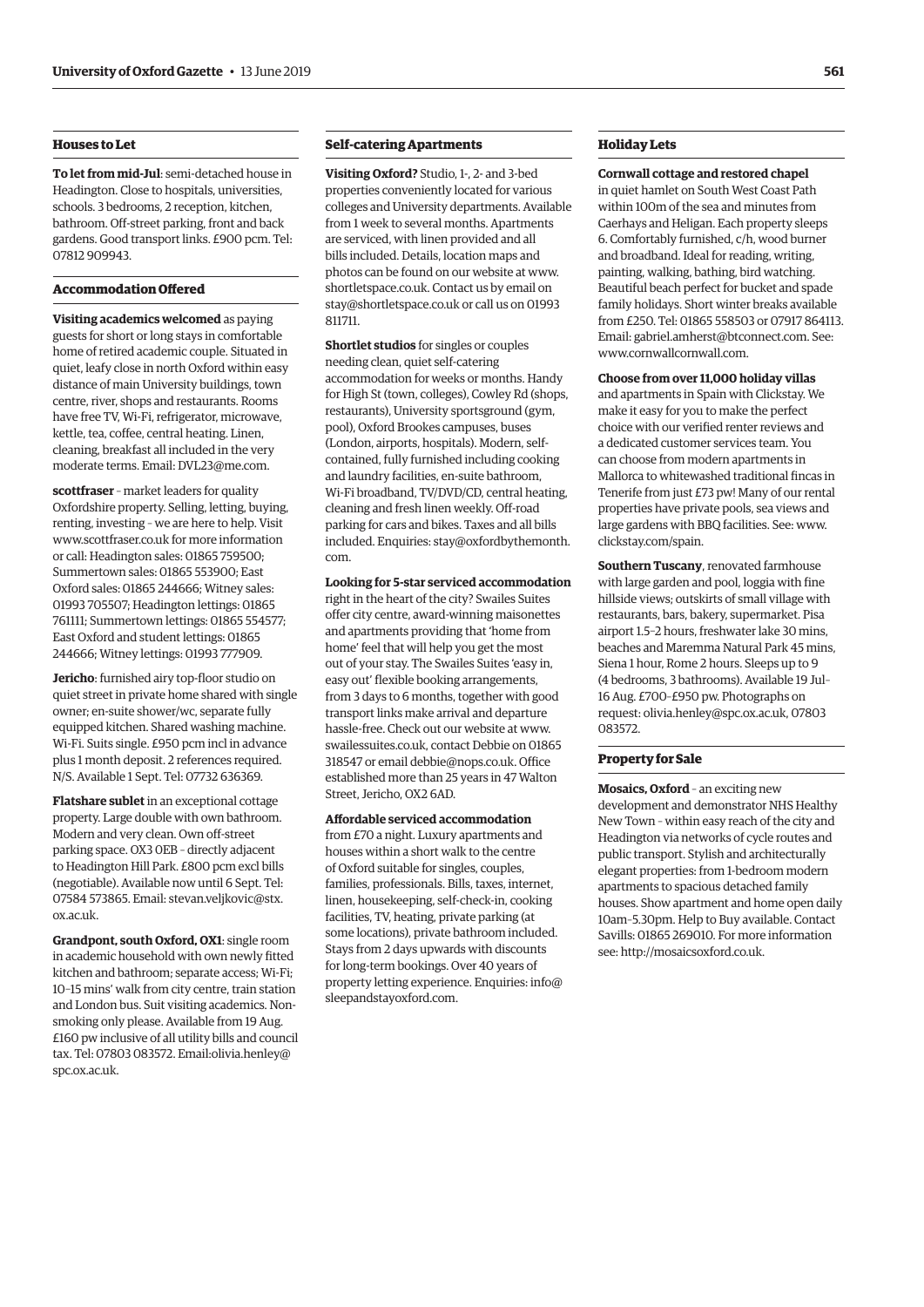## Houses to Let

**To let from mid-Jul**: semi-detached house in Headington. Close to hospitals, universities, schools. 3 bedrooms, 2 reception, kitchen, bathroom. Off-street parking, front and back gardens. Good transport links. £900 pcm. Tel: 07812 909943.

## Accommodation Offered

**Visiting academics welcomed** as paying guests for short or long stays in comfortable home of retired academic couple. Situated in quiet, leafy close in north Oxford within easy distance of main University buildings, town centre, river, shops and restaurants. Rooms have free TV, Wi-Fi, refrigerator, microwave, kettle, tea, coffee, central heating. Linen, cleaning, breakfast all included in the very moderate terms. Email: DVL23@me.com.

**scottfraser** – market leaders for quality Oxfordshire property. Selling, letting, buying, renting, investing – we are here to help. Visit www.scottfraser.co.uk for more information or call: Headington sales: 01865 759500; Summertown sales: 01865 553900; East Oxford sales: 01865 244666; Witney sales: 01993 705507; Headington lettings: 01865 761111; Summertown lettings: 01865 554577; East Oxford and student lettings: 01865 244666; Witney lettings: 01993 777909.

**Jericho**: furnished airy top-floor studio on quiet street in private home shared with single owner; en-suite shower/wc, separate fully equipped kitchen. Shared washing machine. Wi-Fi. Suits single. £950 pcm incl in advance plus 1 month deposit. 2 references required. N/S. Available 1 Sept. Tel: 07732 636369.

**Flatshare sublet** in an exceptional cottage property. Large double with own bathroom. Modern and very clean. Own off-street parking space. OX3 0EB – directly adjacent to Headington Hill Park. £800 pcm excl bills (negotiable). Available now until 6 Sept. Tel: 07584 573865. Email: stevan.veljkovic@stx.ox.ac.uk.

**Grandpont, south Oxford, OX1**: single room in academic household with own newly fitted kitchen and bathroom; separate access; Wi-Fi; 10–15 mins' walk from city centre, train station and London bus. Suit visiting academics. Non-smoking only please. Available from 19 Aug. £160 pw inclusive of all utility bills and council tax. Tel: 07803 083572. Email:olivia.henley@spc.ox.ac.uk.

## Self-catering Apartments

**Visiting Oxford?** Studio, 1-, 2- and 3-bed properties conveniently located for various colleges and University departments. Available from 1 week to several months. Apartments are serviced, with linen provided and all bills included. Details, location maps and photos can be found on our website at www.shortletspace.co.uk. Contact us by email on stay@shortletspace.co.uk or call us on 01993 811711.

**Shortlet studios** for singles or couples needing clean, quiet self-catering accommodation for weeks or months. Handy for High St (town, colleges), Cowley Rd (shops, restaurants), University sportsground (gym, pool), Oxford Brookes campuses, buses (London, airports, hospitals). Modern, self-contained, fully furnished including cooking and laundry facilities, en-suite bathroom, Wi-Fi broadband, TV/DVD/CD, central heating, cleaning and fresh linen weekly. Off-road parking for cars and bikes. Taxes and all bills included. Enquiries: stay@oxfordbythemonth.com.

**Looking for 5-star serviced accommodation** right in the heart of the city? Swailes Suites offer city centre, award-winning maisonettes and apartments providing that 'home from home' feel that will help you get the most out of your stay. The Swailes Suites 'easy in, easy out' flexible booking arrangements, from 3 days to 6 months, together with good transport links make arrival and departure hassle-free. Check out our website at www.swailessuites.co.uk, contact Debbie on 01865 318547 or email debbie@nops.co.uk. Office established more than 25 years in 47 Walton Street, Jericho, OX2 6AD.

**Affordable serviced accommodation** from £70 a night. Luxury apartments and houses within a short walk to the centre of Oxford suitable for singles, couples, families, professionals. Bills, taxes, internet, linen, housekeeping, self-check-in, cooking facilities, TV, heating, private parking (at some locations), private bathroom included. Stays from 2 days upwards with discounts for long-term bookings. Over 40 years of property letting experience. Enquiries: info@sleepandstayoxford.com.

## Holiday Lets

**Cornwall cottage and restored chapel** in quiet hamlet on South West Coast Path within 100m of the sea and minutes from Caerhays and Heligan. Each property sleeps 6. Comfortably furnished, c/h, wood burner and broadband. Ideal for reading, writing, painting, walking, bathing, bird watching. Beautiful beach perfect for bucket and spade family holidays. Short winter breaks available from £250. Tel: 01865 558503 or 07917 864113. Email: gabriel.amherst@btconnect.com. See: www.cornwallcornwall.com.

**Choose from over 11,000 holiday villas** and apartments in Spain with Clickstay. We make it easy for you to make the perfect choice with our verified renter reviews and a dedicated customer services team. You can choose from modern apartments in Mallorca to whitewashed traditional fincas in Tenerife from just £73 pw! Many of our rental properties have private pools, sea views and large gardens with BBQ facilities. See: www.clickstay.com/spain.

**Southern Tuscany**, renovated farmhouse with large garden and pool, loggia with fine hillside views; outskirts of small village with restaurants, bars, bakery, supermarket. Pisa airport 1.5–2 hours, freshwater lake 30 mins, beaches and Maremma Natural Park 45 mins, Siena 1 hour, Rome 2 hours. Sleeps up to 9 (4 bedrooms, 3 bathrooms). Available 19 Jul–16 Aug. £700–£950 pw. Photographs on request: olivia.henley@spc.ox.ac.uk, 07803 083572.

## Property for Sale

**Mosaics, Oxford** – an exciting new development and demonstrator NHS Healthy New Town – within easy reach of the city and Headington via networks of cycle routes and public transport. Stylish and architecturally elegant properties: from 1-bedroom modern apartments to spacious detached family houses. Show apartment and home open daily 10am–5.30pm. Help to Buy available. Contact Savills: 01865 269010. For more information see: http://mosaicsoxford.co.uk.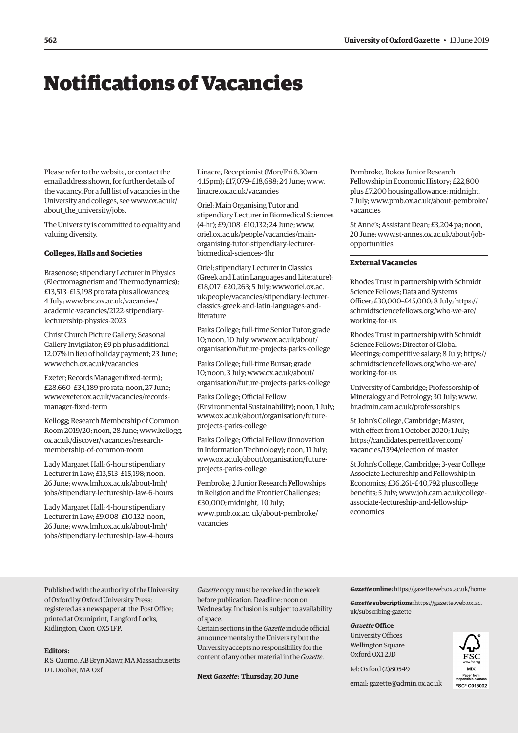# Notifications of Vacancies

Please refer to the website, or contact the email address shown, for further details of the vacancy. For a full list of vacancies in the University and colleges, see www.ox.ac.uk/about_the_university/jobs.

The University is committed to equality and valuing diversity.

## Colleges, Halls and Societies

Brasenose; stipendiary Lecturer in Physics (Electromagnetism and Thermodynamics); £13,513–£15,198 pro rata plus allowances; 4 July; www.bnc.ox.ac.uk/vacancies/academic-vacancies/2122-stipendiary-lecturership-physics-2023

Christ Church Picture Gallery; Seasonal Gallery Invigilator; £9 ph plus additional 12.07% in lieu of holiday payment; 23 June; www.chch.ox.ac.uk/vacancies

Exeter; Records Manager (fixed-term); £28,660–£34,189 pro rata; noon, 27 June; www.exeter.ox.ac.uk/vacancies/records-manager-fixed-term

Kellogg; Research Membership of Common Room 2019/20; noon, 28 June; www.kellogg.ox.ac.uk/discover/vacancies/research-membership-of-common-room

Lady Margaret Hall; 6-hour stipendiary Lecturer in Law; £13,513–£15,198; noon, 26 June; www.lmh.ox.ac.uk/about-lmh/jobs/stipendiary-lectureship-law-6-hours

Lady Margaret Hall; 4-hour stipendiary Lecturer in Law; £9,008–£10,132; noon, 26 June; www.lmh.ox.ac.uk/about-lmh/jobs/stipendiary-lectureship-law-4-hours

Linacre; Receptionist (Mon/Fri 8.30am–4.15pm); £17,079–£18,688; 24 June; www.linacre.ox.ac.uk/vacancies

Oriel; Main Organising Tutor and stipendiary Lecturer in Biomedical Sciences (4-hr); £9,008–£10,132; 24 June; www.oriel.ox.ac.uk/people/vacancies/main-organising-tutor-stipendiary-lecturer-biomedical-sciences-4hr

Oriel; stipendiary Lecturer in Classics (Greek and Latin Languages and Literature); £18,017–£20,263; 5 July; www.oriel.ox.ac.uk/people/vacancies/stipendiary-lecturer-classics-greek-and-latin-languages-and-literature

Parks College; full-time Senior Tutor; grade 10; noon, 10 July; www.ox.ac.uk/about/organisation/future-projects-parks-college

Parks College; full-time Bursar; grade 10; noon, 3 July; www.ox.ac.uk/about/organisation/future-projects-parks-college

Parks College; Official Fellow (Environmental Sustainability); noon, 1 July; www.ox.ac.uk/about/organisation/future-projects-parks-college

Parks College; Official Fellow (Innovation in Information Technology); noon, 11 July; www.ox.ac.uk/about/organisation/future-projects-parks-college

Pembroke; 2 Junior Research Fellowships in Religion and the Frontier Challenges; £30,000; midnight, 10 July; www.pmb.ox.ac. uk/about-pembroke/vacancies

Pembroke; Rokos Junior Research Fellowship in Economic History; £22,800 plus £7,200 housing allowance; midnight, 7 July; www.pmb.ox.ac.uk/about-pembroke/vacancies

St Anne's; Assistant Dean; £3,204 pa; noon, 20 June; www.st-annes.ox.ac.uk/about/job-opportunities

## External Vacancies

Rhodes Trust in partnership with Schmidt Science Fellows; Data and Systems Officer; £30,000–£45,000; 8 July; https://schmidtsciencefellows.org/who-we-are/working-for-us

Rhodes Trust in partnership with Schmidt Science Fellows; Director of Global Meetings; competitive salary; 8 July; https://schmidtsciencefellows.org/who-we-are/working-for-us

University of Cambridge; Professorship of Mineralogy and Petrology; 30 July; www.hr.admin.cam.ac.uk/professorships

St John's College, Cambridge; Master, with effect from 1 October 2020; 1 July; https://candidates.perrettlaver.com/vacancies/1394/election_of_master

St John's College, Cambridge; 3-year College Associate Lectureship and Fellowship in Economics; £36,261–£40,792 plus college benefits; 5 July; www.joh.cam.ac.uk/college-associate-lectureship-and-fellowship-economics

---

Published with the authority of the University of Oxford by Oxford University Press; registered as a newspaper at the Post Office; printed at Oxuniprint, Langford Locks, Kidlington, Oxon OX5 1FP.

**Editors:**
R S Cuomo, AB Bryn Mawr, MA Massachusetts
D L Dooher, MA Oxf

*Gazette* copy must be received in the week before publication. Deadline: noon on Wednesday. Inclusion is subject to availability of space.
Certain sections in the *Gazette* include official announcements by the University but the University accepts no responsibility for the content of any other material in the *Gazette*.

**Next *Gazette*: Thursday, 20 June**

***Gazette* online:** https://gazette.web.ox.ac.uk/home

***Gazette* subscriptions:** https://gazette.web.ox.ac.uk/subscribing-gazette

***Gazette* Office**
University Offices
Wellington Square
Oxford OX1 2JD

tel: Oxford (2)80549

email: gazette@admin.ox.ac.uk